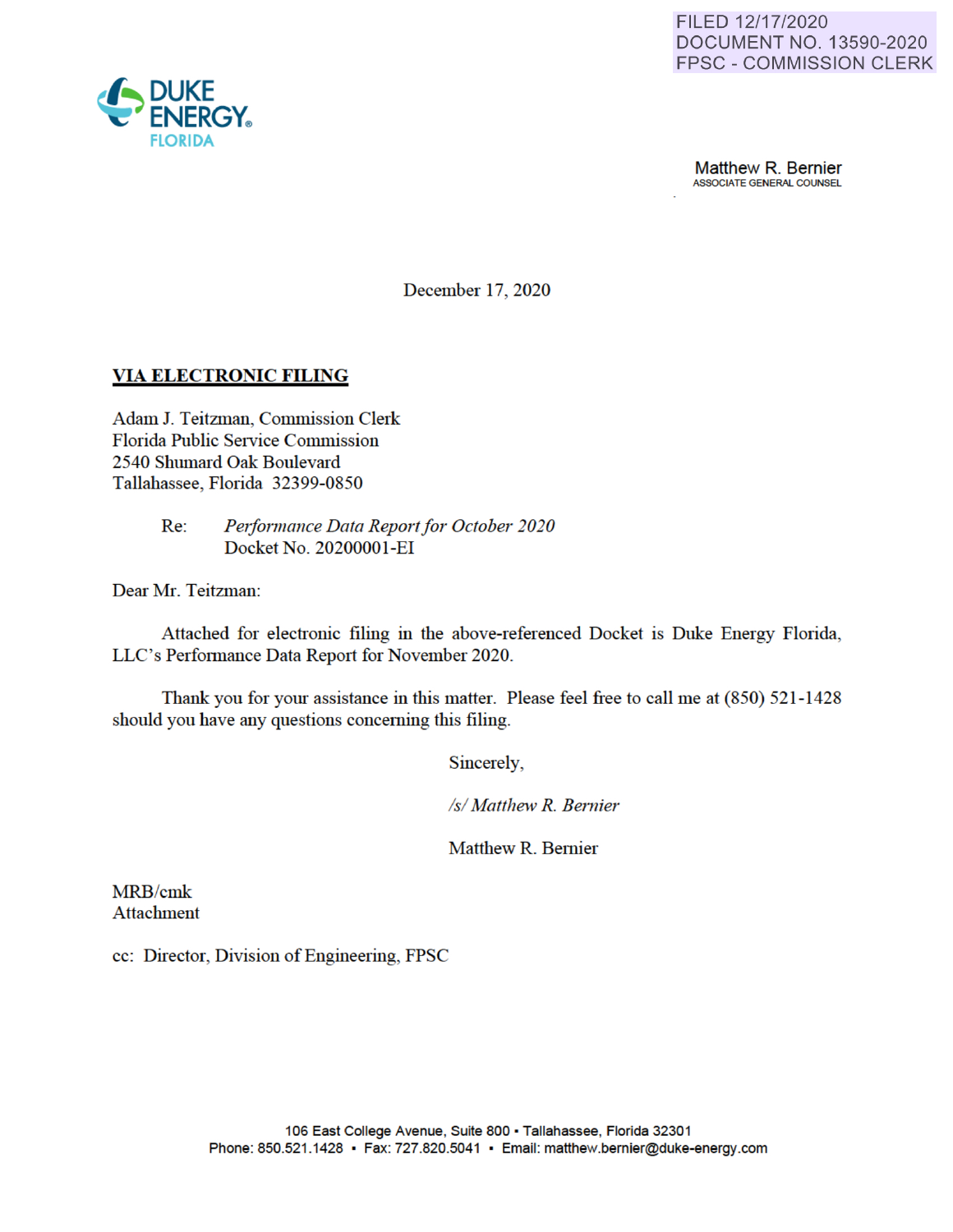FILED 12/17/2020
DOCUMENT NO. 13590-2020
FPSC - COMMISSION CLERK

DUKE ENERGY FLORIDA

Matthew R. Bernier
ASSOCIATE GENERAL COUNSEL

December 17, 2020

**VIA ELECTRONIC FILING**

Adam J. Teitzman, Commission Clerk
Florida Public Service Commission
2540 Shumard Oak Boulevard
Tallahassee, Florida 32399-0850

Re: *Performance Data Report for October 2020*
Docket No. 20200001-EI

Dear Mr. Teitzman:

Attached for electronic filing in the above-referenced Docket is Duke Energy Florida, LLC's Performance Data Report for November 2020.

Thank you for your assistance in this matter. Please feel free to call me at (850) 521-1428 should you have any questions concerning this filing.

Sincerely,

*/s/ Matthew R. Bernier*

Matthew R. Bernier

MRB/cmk
Attachment

cc: Director, Division of Engineering, FPSC

106 East College Avenue, Suite 800 • Tallahassee, Florida 32301
Phone: 850.521.1428 • Fax: 727.820.5041 • Email: matthew.bernier@duke-energy.com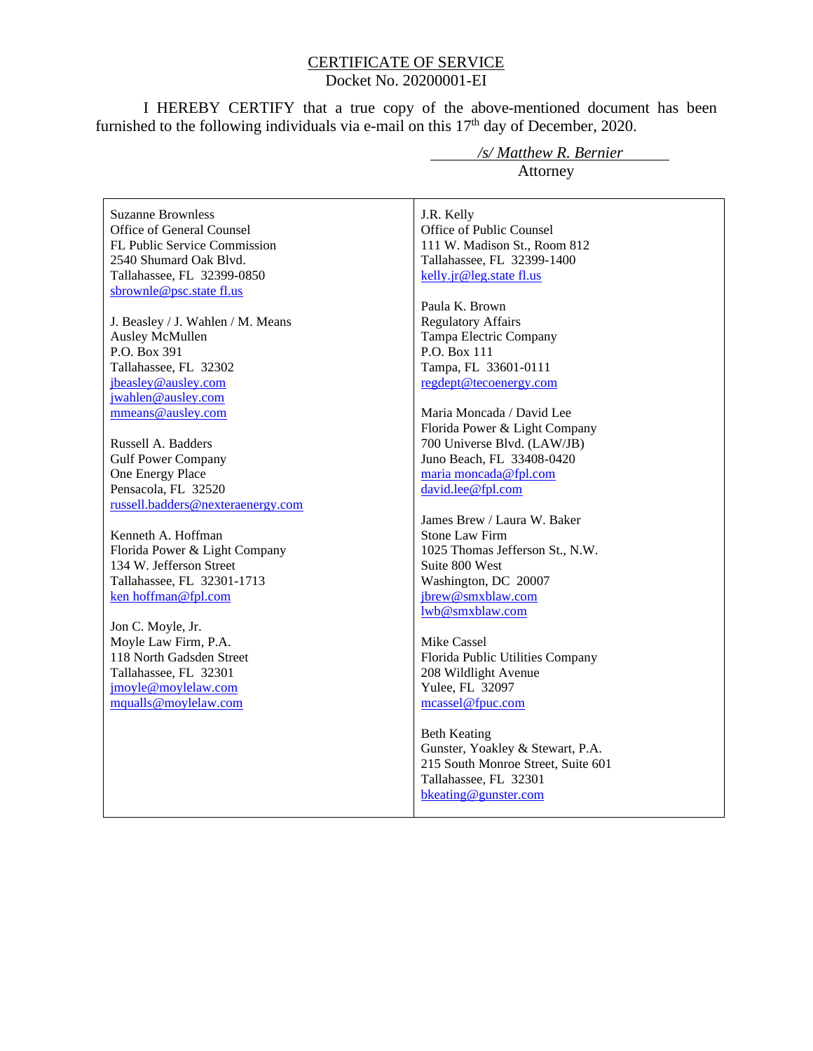# CERTIFICATE OF SERVICE

Docket No. 20200001-EI

I HEREBY CERTIFY that a true copy of the above-mentioned document has been furnished to the following individuals via e-mail on this 17th day of December, 2020.

*/s/ Matthew R. Bernier*
Attorney

Suzanne Brownless
Office of General Counsel
FL Public Service Commission
2540 Shumard Oak Blvd.
Tallahassee, FL 32399-0850
sbrownle@psc.state fl.us

J. Beasley / J. Wahlen / M. Means
Ausley McMullen
P.O. Box 391
Tallahassee, FL 32302
jbeasley@ausley.com
jwahlen@ausley.com
mmeans@ausley.com

Russell A. Badders
Gulf Power Company
One Energy Place
Pensacola, FL 32520
russell.badders@nexteraenergy.com

Kenneth A. Hoffman
Florida Power & Light Company
134 W. Jefferson Street
Tallahassee, FL 32301-1713
ken hoffman@fpl.com

Jon C. Moyle, Jr.
Moyle Law Firm, P.A.
118 North Gadsden Street
Tallahassee, FL 32301
jmoyle@moylelaw.com
mqualls@moylelaw.com

J.R. Kelly
Office of Public Counsel
111 W. Madison St., Room 812
Tallahassee, FL 32399-1400
kelly.jr@leg.state fl.us

Paula K. Brown
Regulatory Affairs
Tampa Electric Company
P.O. Box 111
Tampa, FL 33601-0111
regdept@tecoenergy.com

Maria Moncada / David Lee
Florida Power & Light Company
700 Universe Blvd. (LAW/JB)
Juno Beach, FL 33408-0420
maria moncada@fpl.com
david.lee@fpl.com

James Brew / Laura W. Baker
Stone Law Firm
1025 Thomas Jefferson St., N.W.
Suite 800 West
Washington, DC 20007
jbrew@smxblaw.com
lwb@smxblaw.com

Mike Cassel
Florida Public Utilities Company
208 Wildlight Avenue
Yulee, FL 32097
mcassel@fpuc.com

Beth Keating
Gunster, Yoakley & Stewart, P.A.
215 South Monroe Street, Suite 601
Tallahassee, FL 32301
bkeating@gunster.com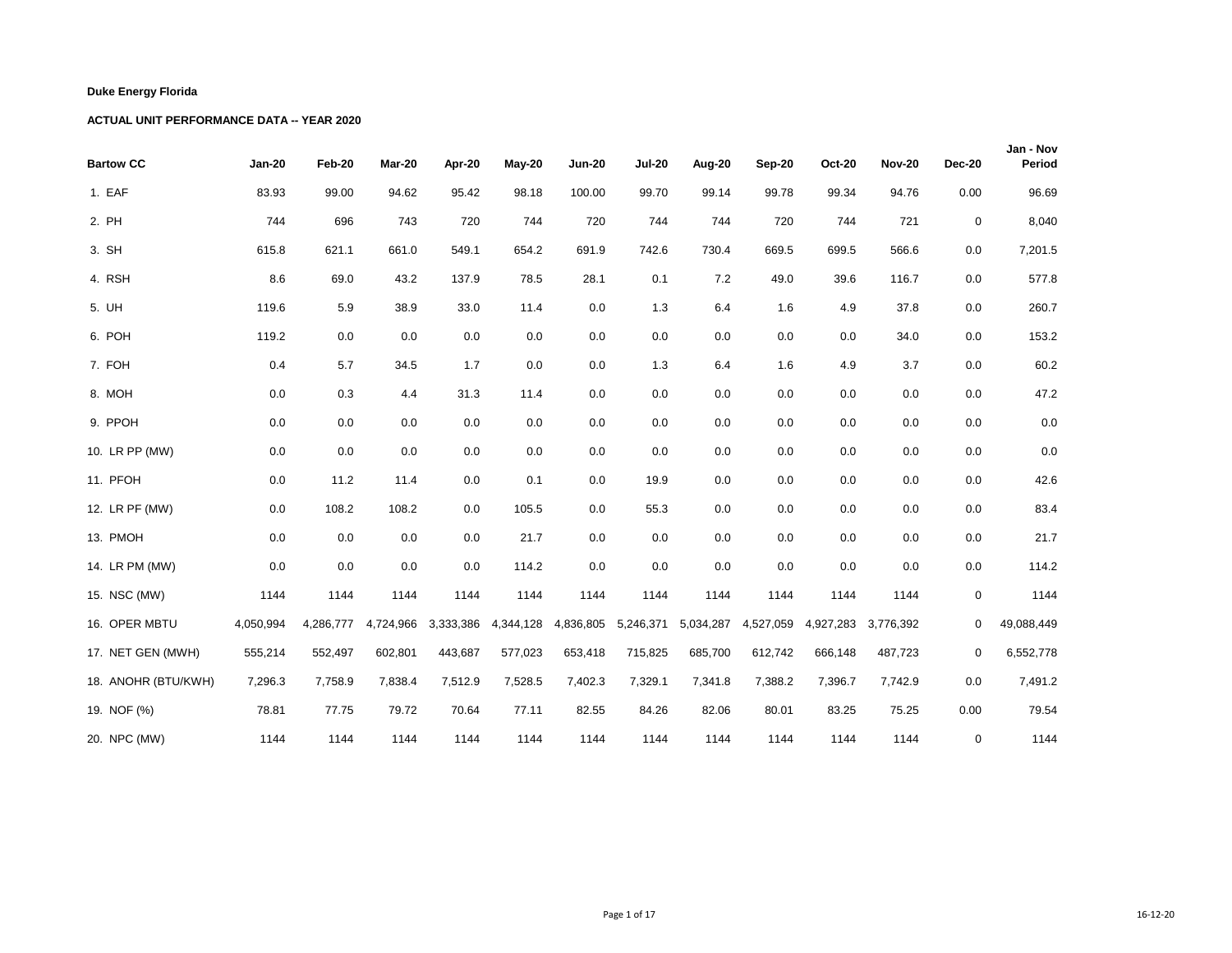**Duke Energy Florida**

**ACTUAL UNIT PERFORMANCE DATA -- YEAR 2020**

| Bartow CC | Jan-20 | Feb-20 | Mar-20 | Apr-20 | May-20 | Jun-20 | Jul-20 | Aug-20 | Sep-20 | Oct-20 | Nov-20 | Dec-20 | Jan - Nov Period |
|---|---|---|---|---|---|---|---|---|---|---|---|---|---|
| 1. EAF | 83.93 | 99.00 | 94.62 | 95.42 | 98.18 | 100.00 | 99.70 | 99.14 | 99.78 | 99.34 | 94.76 | 0.00 | 96.69 |
| 2. PH | 744 | 696 | 743 | 720 | 744 | 720 | 744 | 744 | 720 | 744 | 721 | 0 | 8,040 |
| 3. SH | 615.8 | 621.1 | 661.0 | 549.1 | 654.2 | 691.9 | 742.6 | 730.4 | 669.5 | 699.5 | 566.6 | 0.0 | 7,201.5 |
| 4. RSH | 8.6 | 69.0 | 43.2 | 137.9 | 78.5 | 28.1 | 0.1 | 7.2 | 49.0 | 39.6 | 116.7 | 0.0 | 577.8 |
| 5. UH | 119.6 | 5.9 | 38.9 | 33.0 | 11.4 | 0.0 | 1.3 | 6.4 | 1.6 | 4.9 | 37.8 | 0.0 | 260.7 |
| 6. POH | 119.2 | 0.0 | 0.0 | 0.0 | 0.0 | 0.0 | 0.0 | 0.0 | 0.0 | 0.0 | 34.0 | 0.0 | 153.2 |
| 7. FOH | 0.4 | 5.7 | 34.5 | 1.7 | 0.0 | 0.0 | 1.3 | 6.4 | 1.6 | 4.9 | 3.7 | 0.0 | 60.2 |
| 8. MOH | 0.0 | 0.3 | 4.4 | 31.3 | 11.4 | 0.0 | 0.0 | 0.0 | 0.0 | 0.0 | 0.0 | 0.0 | 47.2 |
| 9. PPOH | 0.0 | 0.0 | 0.0 | 0.0 | 0.0 | 0.0 | 0.0 | 0.0 | 0.0 | 0.0 | 0.0 | 0.0 | 0.0 |
| 10. LR PP (MW) | 0.0 | 0.0 | 0.0 | 0.0 | 0.0 | 0.0 | 0.0 | 0.0 | 0.0 | 0.0 | 0.0 | 0.0 | 0.0 |
| 11. PFOH | 0.0 | 11.2 | 11.4 | 0.0 | 0.1 | 0.0 | 19.9 | 0.0 | 0.0 | 0.0 | 0.0 | 0.0 | 42.6 |
| 12. LR PF (MW) | 0.0 | 108.2 | 108.2 | 0.0 | 105.5 | 0.0 | 55.3 | 0.0 | 0.0 | 0.0 | 0.0 | 0.0 | 83.4 |
| 13. PMOH | 0.0 | 0.0 | 0.0 | 0.0 | 21.7 | 0.0 | 0.0 | 0.0 | 0.0 | 0.0 | 0.0 | 0.0 | 21.7 |
| 14. LR PM (MW) | 0.0 | 0.0 | 0.0 | 0.0 | 114.2 | 0.0 | 0.0 | 0.0 | 0.0 | 0.0 | 0.0 | 0.0 | 114.2 |
| 15. NSC (MW) | 1144 | 1144 | 1144 | 1144 | 1144 | 1144 | 1144 | 1144 | 1144 | 1144 | 1144 | 0 | 1144 |
| 16. OPER MBTU | 4,050,994 | 4,286,777 | 4,724,966 | 3,333,386 | 4,344,128 | 4,836,805 | 5,246,371 | 5,034,287 | 4,527,059 | 4,927,283 | 3,776,392 | 0 | 49,088,449 |
| 17. NET GEN (MWH) | 555,214 | 552,497 | 602,801 | 443,687 | 577,023 | 653,418 | 715,825 | 685,700 | 612,742 | 666,148 | 487,723 | 0 | 6,552,778 |
| 18. ANOHR (BTU/KWH) | 7,296.3 | 7,758.9 | 7,838.4 | 7,512.9 | 7,528.5 | 7,402.3 | 7,329.1 | 7,341.8 | 7,388.2 | 7,396.7 | 7,742.9 | 0.0 | 7,491.2 |
| 19. NOF (%) | 78.81 | 77.75 | 79.72 | 70.64 | 77.11 | 82.55 | 84.26 | 82.06 | 80.01 | 83.25 | 75.25 | 0.00 | 79.54 |
| 20. NPC (MW) | 1144 | 1144 | 1144 | 1144 | 1144 | 1144 | 1144 | 1144 | 1144 | 1144 | 1144 | 0 | 1144 |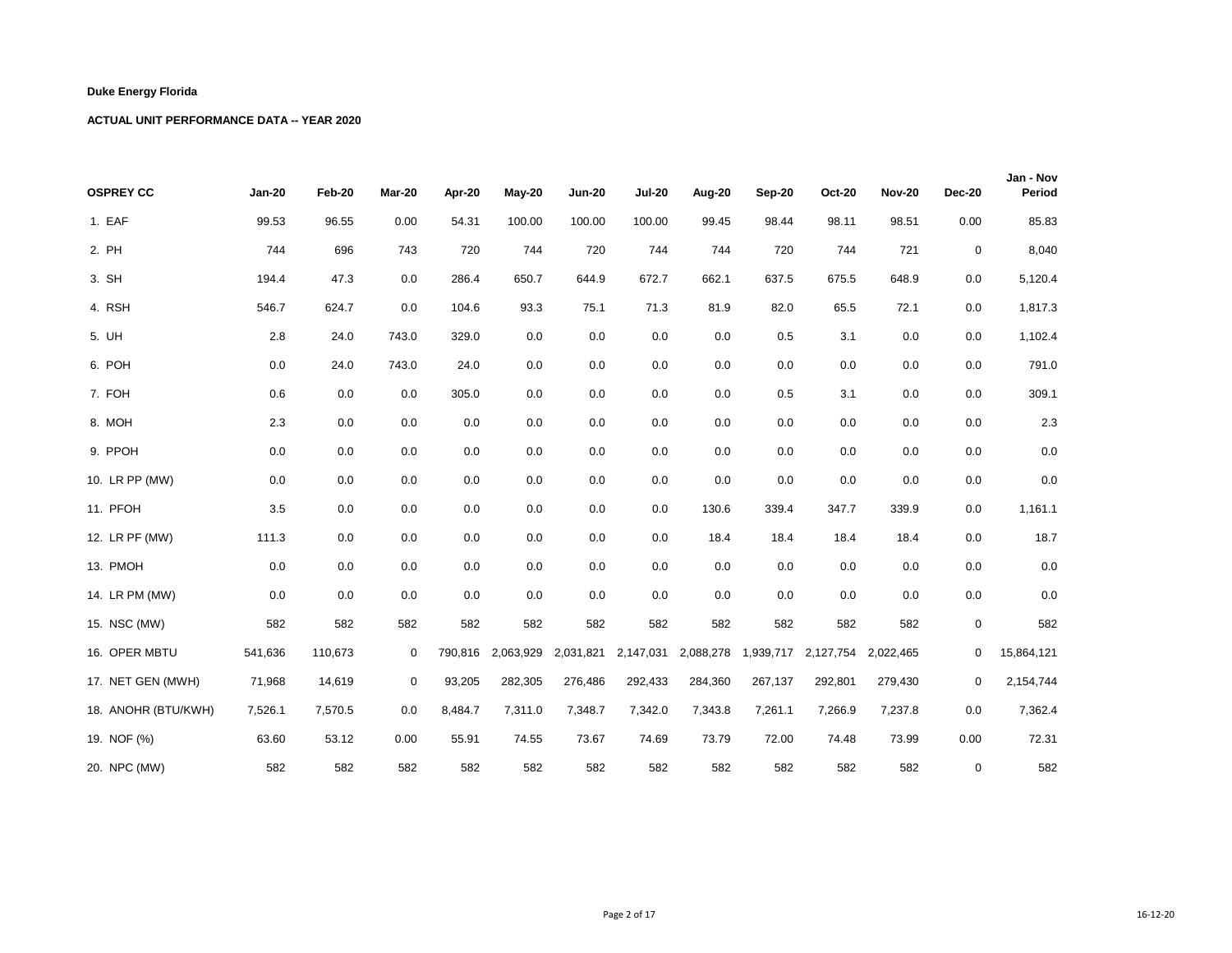**Duke Energy Florida**

**ACTUAL UNIT PERFORMANCE DATA -- YEAR 2020**

| OSPREY CC | Jan-20 | Feb-20 | Mar-20 | Apr-20 | May-20 | Jun-20 | Jul-20 | Aug-20 | Sep-20 | Oct-20 | Nov-20 | Dec-20 | Jan - Nov Period |
|---|---|---|---|---|---|---|---|---|---|---|---|---|---|
| 1. EAF | 99.53 | 96.55 | 0.00 | 54.31 | 100.00 | 100.00 | 100.00 | 99.45 | 98.44 | 98.11 | 98.51 | 0.00 | 85.83 |
| 2. PH | 744 | 696 | 743 | 720 | 744 | 720 | 744 | 744 | 720 | 744 | 721 | 0 | 8,040 |
| 3. SH | 194.4 | 47.3 | 0.0 | 286.4 | 650.7 | 644.9 | 672.7 | 662.1 | 637.5 | 675.5 | 648.9 | 0.0 | 5,120.4 |
| 4. RSH | 546.7 | 624.7 | 0.0 | 104.6 | 93.3 | 75.1 | 71.3 | 81.9 | 82.0 | 65.5 | 72.1 | 0.0 | 1,817.3 |
| 5. UH | 2.8 | 24.0 | 743.0 | 329.0 | 0.0 | 0.0 | 0.0 | 0.0 | 0.5 | 3.1 | 0.0 | 0.0 | 1,102.4 |
| 6. POH | 0.0 | 24.0 | 743.0 | 24.0 | 0.0 | 0.0 | 0.0 | 0.0 | 0.0 | 0.0 | 0.0 | 0.0 | 791.0 |
| 7. FOH | 0.6 | 0.0 | 0.0 | 305.0 | 0.0 | 0.0 | 0.0 | 0.0 | 0.5 | 3.1 | 0.0 | 0.0 | 309.1 |
| 8. MOH | 2.3 | 0.0 | 0.0 | 0.0 | 0.0 | 0.0 | 0.0 | 0.0 | 0.0 | 0.0 | 0.0 | 0.0 | 2.3 |
| 9. PPOH | 0.0 | 0.0 | 0.0 | 0.0 | 0.0 | 0.0 | 0.0 | 0.0 | 0.0 | 0.0 | 0.0 | 0.0 | 0.0 |
| 10. LR PP (MW) | 0.0 | 0.0 | 0.0 | 0.0 | 0.0 | 0.0 | 0.0 | 0.0 | 0.0 | 0.0 | 0.0 | 0.0 | 0.0 |
| 11. PFOH | 3.5 | 0.0 | 0.0 | 0.0 | 0.0 | 0.0 | 0.0 | 130.6 | 339.4 | 347.7 | 339.9 | 0.0 | 1,161.1 |
| 12. LR PF (MW) | 111.3 | 0.0 | 0.0 | 0.0 | 0.0 | 0.0 | 0.0 | 18.4 | 18.4 | 18.4 | 18.4 | 0.0 | 18.7 |
| 13. PMOH | 0.0 | 0.0 | 0.0 | 0.0 | 0.0 | 0.0 | 0.0 | 0.0 | 0.0 | 0.0 | 0.0 | 0.0 | 0.0 |
| 14. LR PM (MW) | 0.0 | 0.0 | 0.0 | 0.0 | 0.0 | 0.0 | 0.0 | 0.0 | 0.0 | 0.0 | 0.0 | 0.0 | 0.0 |
| 15. NSC (MW) | 582 | 582 | 582 | 582 | 582 | 582 | 582 | 582 | 582 | 582 | 582 | 0 | 582 |
| 16. OPER MBTU | 541,636 | 110,673 | 0 | 790,816 | 2,063,929 | 2,031,821 | 2,147,031 | 2,088,278 | 1,939,717 | 2,127,754 | 2,022,465 | 0 | 15,864,121 |
| 17. NET GEN (MWH) | 71,968 | 14,619 | 0 | 93,205 | 282,305 | 276,486 | 292,433 | 284,360 | 267,137 | 292,801 | 279,430 | 0 | 2,154,744 |
| 18. ANOHR (BTU/KWH) | 7,526.1 | 7,570.5 | 0.0 | 8,484.7 | 7,311.0 | 7,348.7 | 7,342.0 | 7,343.8 | 7,261.1 | 7,266.9 | 7,237.8 | 0.0 | 7,362.4 |
| 19. NOF (%) | 63.60 | 53.12 | 0.00 | 55.91 | 74.55 | 73.67 | 74.69 | 73.79 | 72.00 | 74.48 | 73.99 | 0.00 | 72.31 |
| 20. NPC (MW) | 582 | 582 | 582 | 582 | 582 | 582 | 582 | 582 | 582 | 582 | 582 | 0 | 582 |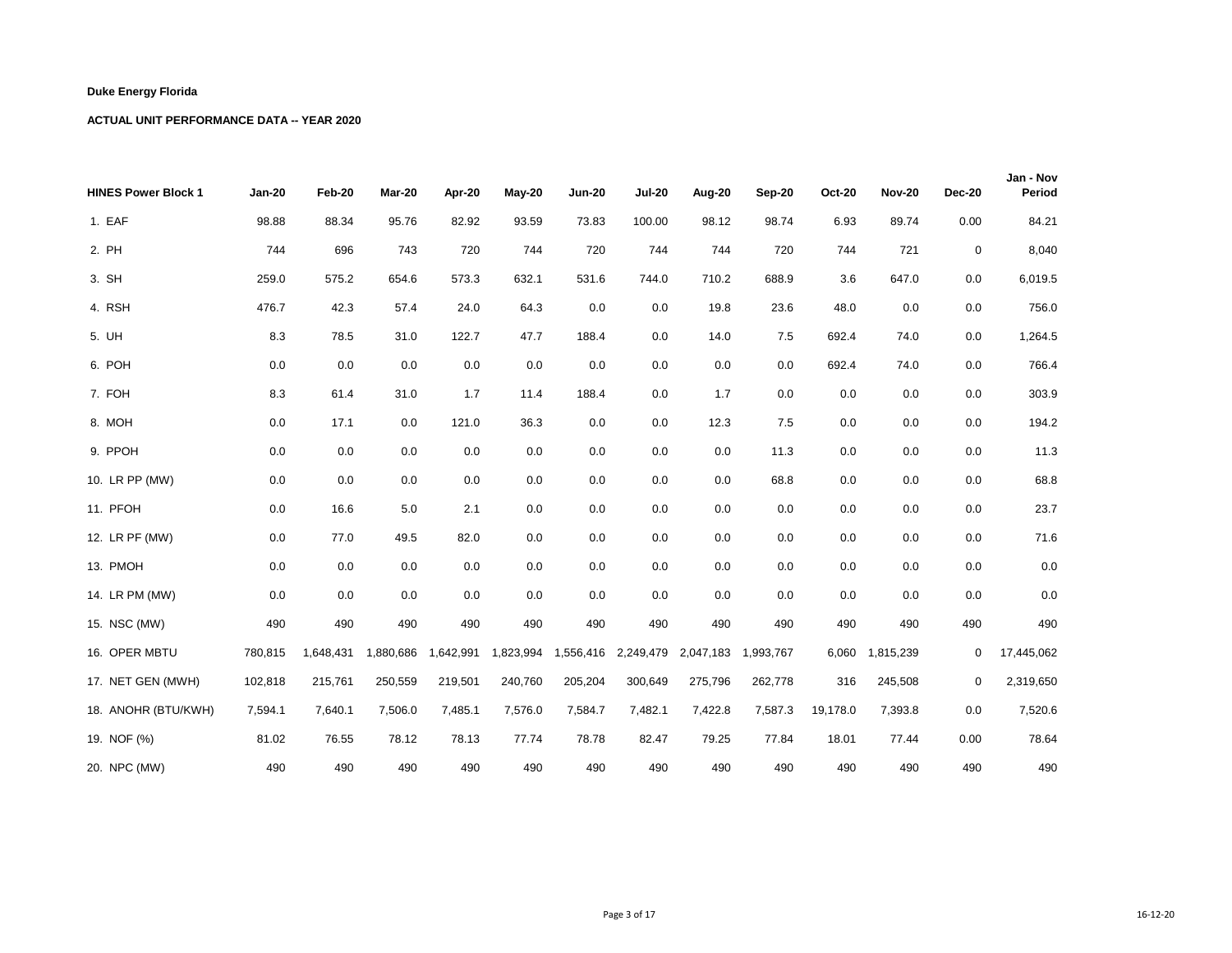**Duke Energy Florida**

**ACTUAL UNIT PERFORMANCE DATA -- YEAR 2020**

| HINES Power Block 1 | Jan-20 | Feb-20 | Mar-20 | Apr-20 | May-20 | Jun-20 | Jul-20 | Aug-20 | Sep-20 | Oct-20 | Nov-20 | Dec-20 | Jan - Nov Period |
|---|---|---|---|---|---|---|---|---|---|---|---|---|---|
| 1. EAF | 98.88 | 88.34 | 95.76 | 82.92 | 93.59 | 73.83 | 100.00 | 98.12 | 98.74 | 6.93 | 89.74 | 0.00 | 84.21 |
| 2. PH | 744 | 696 | 743 | 720 | 744 | 720 | 744 | 744 | 720 | 744 | 721 | 0 | 8,040 |
| 3. SH | 259.0 | 575.2 | 654.6 | 573.3 | 632.1 | 531.6 | 744.0 | 710.2 | 688.9 | 3.6 | 647.0 | 0.0 | 6,019.5 |
| 4. RSH | 476.7 | 42.3 | 57.4 | 24.0 | 64.3 | 0.0 | 0.0 | 19.8 | 23.6 | 48.0 | 0.0 | 0.0 | 756.0 |
| 5. UH | 8.3 | 78.5 | 31.0 | 122.7 | 47.7 | 188.4 | 0.0 | 14.0 | 7.5 | 692.4 | 74.0 | 0.0 | 1,264.5 |
| 6. POH | 0.0 | 0.0 | 0.0 | 0.0 | 0.0 | 0.0 | 0.0 | 0.0 | 0.0 | 692.4 | 74.0 | 0.0 | 766.4 |
| 7. FOH | 8.3 | 61.4 | 31.0 | 1.7 | 11.4 | 188.4 | 0.0 | 1.7 | 0.0 | 0.0 | 0.0 | 0.0 | 303.9 |
| 8. MOH | 0.0 | 17.1 | 0.0 | 121.0 | 36.3 | 0.0 | 0.0 | 12.3 | 7.5 | 0.0 | 0.0 | 0.0 | 194.2 |
| 9. PPOH | 0.0 | 0.0 | 0.0 | 0.0 | 0.0 | 0.0 | 0.0 | 0.0 | 11.3 | 0.0 | 0.0 | 0.0 | 11.3 |
| 10. LR PP (MW) | 0.0 | 0.0 | 0.0 | 0.0 | 0.0 | 0.0 | 0.0 | 0.0 | 68.8 | 0.0 | 0.0 | 0.0 | 68.8 |
| 11. PFOH | 0.0 | 16.6 | 5.0 | 2.1 | 0.0 | 0.0 | 0.0 | 0.0 | 0.0 | 0.0 | 0.0 | 0.0 | 23.7 |
| 12. LR PF (MW) | 0.0 | 77.0 | 49.5 | 82.0 | 0.0 | 0.0 | 0.0 | 0.0 | 0.0 | 0.0 | 0.0 | 0.0 | 71.6 |
| 13. PMOH | 0.0 | 0.0 | 0.0 | 0.0 | 0.0 | 0.0 | 0.0 | 0.0 | 0.0 | 0.0 | 0.0 | 0.0 | 0.0 |
| 14. LR PM (MW) | 0.0 | 0.0 | 0.0 | 0.0 | 0.0 | 0.0 | 0.0 | 0.0 | 0.0 | 0.0 | 0.0 | 0.0 | 0.0 |
| 15. NSC (MW) | 490 | 490 | 490 | 490 | 490 | 490 | 490 | 490 | 490 | 490 | 490 | 490 | 490 |
| 16. OPER MBTU | 780,815 | 1,648,431 | 1,880,686 | 1,642,991 | 1,823,994 | 1,556,416 | 2,249,479 | 2,047,183 | 1,993,767 | 6,060 | 1,815,239 | 0 | 17,445,062 |
| 17. NET GEN (MWH) | 102,818 | 215,761 | 250,559 | 219,501 | 240,760 | 205,204 | 300,649 | 275,796 | 262,778 | 316 | 245,508 | 0 | 2,319,650 |
| 18. ANOHR (BTU/KWH) | 7,594.1 | 7,640.1 | 7,506.0 | 7,485.1 | 7,576.0 | 7,584.7 | 7,482.1 | 7,422.8 | 7,587.3 | 19,178.0 | 7,393.8 | 0.0 | 7,520.6 |
| 19. NOF (%) | 81.02 | 76.55 | 78.12 | 78.13 | 77.74 | 78.78 | 82.47 | 79.25 | 77.84 | 18.01 | 77.44 | 0.00 | 78.64 |
| 20. NPC (MW) | 490 | 490 | 490 | 490 | 490 | 490 | 490 | 490 | 490 | 490 | 490 | 490 | 490 |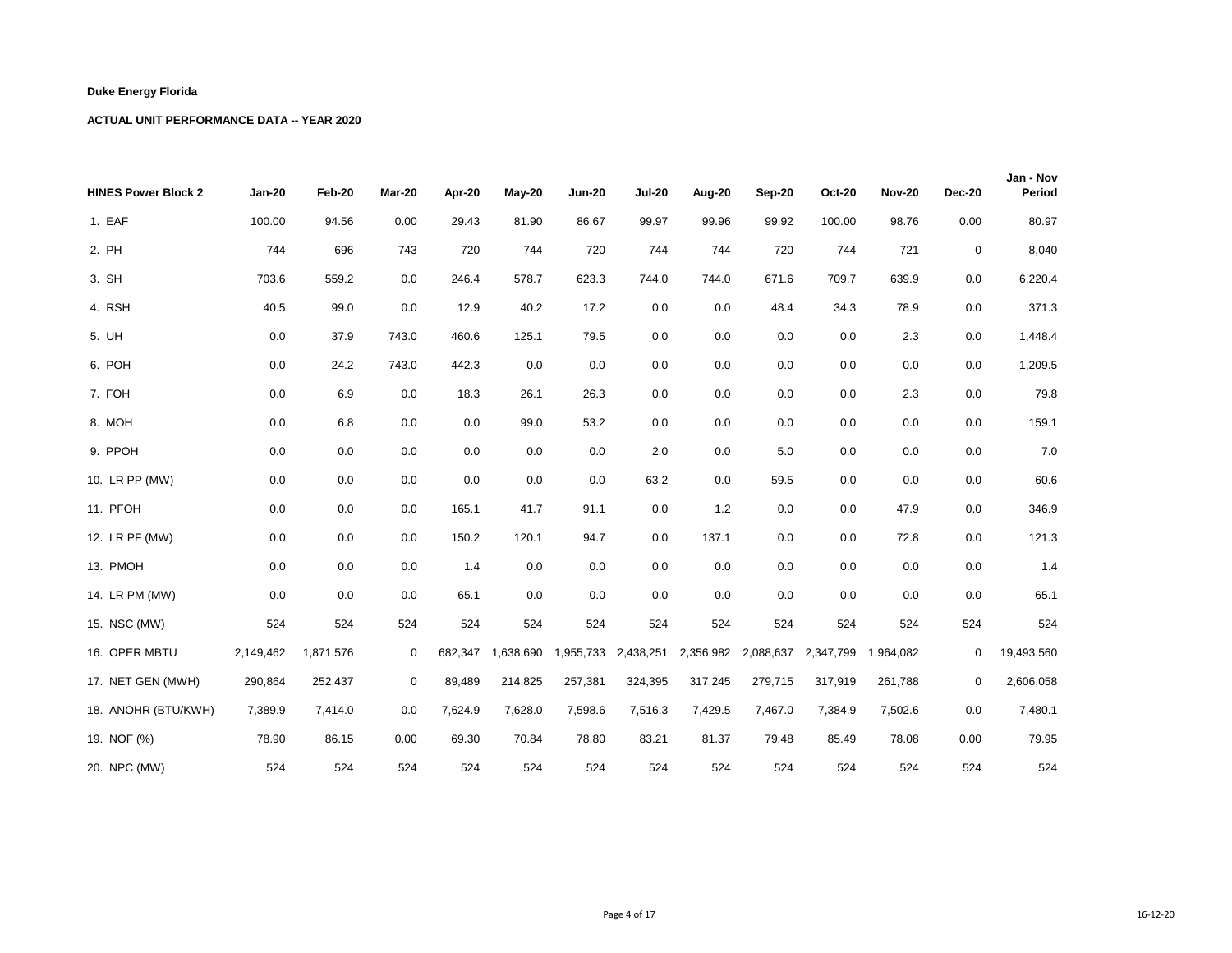**Duke Energy Florida**

**ACTUAL UNIT PERFORMANCE DATA -- YEAR 2020**

| HINES Power Block 2 | Jan-20 | Feb-20 | Mar-20 | Apr-20 | May-20 | Jun-20 | Jul-20 | Aug-20 | Sep-20 | Oct-20 | Nov-20 | Dec-20 | Jan - Nov Period |
|---|---|---|---|---|---|---|---|---|---|---|---|---|---|
| 1. EAF | 100.00 | 94.56 | 0.00 | 29.43 | 81.90 | 86.67 | 99.97 | 99.96 | 99.92 | 100.00 | 98.76 | 0.00 | 80.97 |
| 2. PH | 744 | 696 | 743 | 720 | 744 | 720 | 744 | 744 | 720 | 744 | 721 | 0 | 8,040 |
| 3. SH | 703.6 | 559.2 | 0.0 | 246.4 | 578.7 | 623.3 | 744.0 | 744.0 | 671.6 | 709.7 | 639.9 | 0.0 | 6,220.4 |
| 4. RSH | 40.5 | 99.0 | 0.0 | 12.9 | 40.2 | 17.2 | 0.0 | 0.0 | 48.4 | 34.3 | 78.9 | 0.0 | 371.3 |
| 5. UH | 0.0 | 37.9 | 743.0 | 460.6 | 125.1 | 79.5 | 0.0 | 0.0 | 0.0 | 0.0 | 2.3 | 0.0 | 1,448.4 |
| 6. POH | 0.0 | 24.2 | 743.0 | 442.3 | 0.0 | 0.0 | 0.0 | 0.0 | 0.0 | 0.0 | 0.0 | 0.0 | 1,209.5 |
| 7. FOH | 0.0 | 6.9 | 0.0 | 18.3 | 26.1 | 26.3 | 0.0 | 0.0 | 0.0 | 0.0 | 2.3 | 0.0 | 79.8 |
| 8. MOH | 0.0 | 6.8 | 0.0 | 0.0 | 99.0 | 53.2 | 0.0 | 0.0 | 0.0 | 0.0 | 0.0 | 0.0 | 159.1 |
| 9. PPOH | 0.0 | 0.0 | 0.0 | 0.0 | 0.0 | 0.0 | 2.0 | 0.0 | 5.0 | 0.0 | 0.0 | 0.0 | 7.0 |
| 10. LR PP (MW) | 0.0 | 0.0 | 0.0 | 0.0 | 0.0 | 0.0 | 63.2 | 0.0 | 59.5 | 0.0 | 0.0 | 0.0 | 60.6 |
| 11. PFOH | 0.0 | 0.0 | 0.0 | 165.1 | 41.7 | 91.1 | 0.0 | 1.2 | 0.0 | 0.0 | 47.9 | 0.0 | 346.9 |
| 12. LR PF (MW) | 0.0 | 0.0 | 0.0 | 150.2 | 120.1 | 94.7 | 0.0 | 137.1 | 0.0 | 0.0 | 72.8 | 0.0 | 121.3 |
| 13. PMOH | 0.0 | 0.0 | 0.0 | 1.4 | 0.0 | 0.0 | 0.0 | 0.0 | 0.0 | 0.0 | 0.0 | 0.0 | 1.4 |
| 14. LR PM (MW) | 0.0 | 0.0 | 0.0 | 65.1 | 0.0 | 0.0 | 0.0 | 0.0 | 0.0 | 0.0 | 0.0 | 0.0 | 65.1 |
| 15. NSC (MW) | 524 | 524 | 524 | 524 | 524 | 524 | 524 | 524 | 524 | 524 | 524 | 524 | 524 |
| 16. OPER MBTU | 2,149,462 | 1,871,576 | 0 | 682,347 | 1,638,690 | 1,955,733 | 2,438,251 | 2,356,982 | 2,088,637 | 2,347,799 | 1,964,082 | 0 | 19,493,560 |
| 17. NET GEN (MWH) | 290,864 | 252,437 | 0 | 89,489 | 214,825 | 257,381 | 324,395 | 317,245 | 279,715 | 317,919 | 261,788 | 0 | 2,606,058 |
| 18. ANOHR (BTU/KWH) | 7,389.9 | 7,414.0 | 0.0 | 7,624.9 | 7,628.0 | 7,598.6 | 7,516.3 | 7,429.5 | 7,467.0 | 7,384.9 | 7,502.6 | 0.0 | 7,480.1 |
| 19. NOF (%) | 78.90 | 86.15 | 0.00 | 69.30 | 70.84 | 78.80 | 83.21 | 81.37 | 79.48 | 85.49 | 78.08 | 0.00 | 79.95 |
| 20. NPC (MW) | 524 | 524 | 524 | 524 | 524 | 524 | 524 | 524 | 524 | 524 | 524 | 524 | 524 |

16-12-20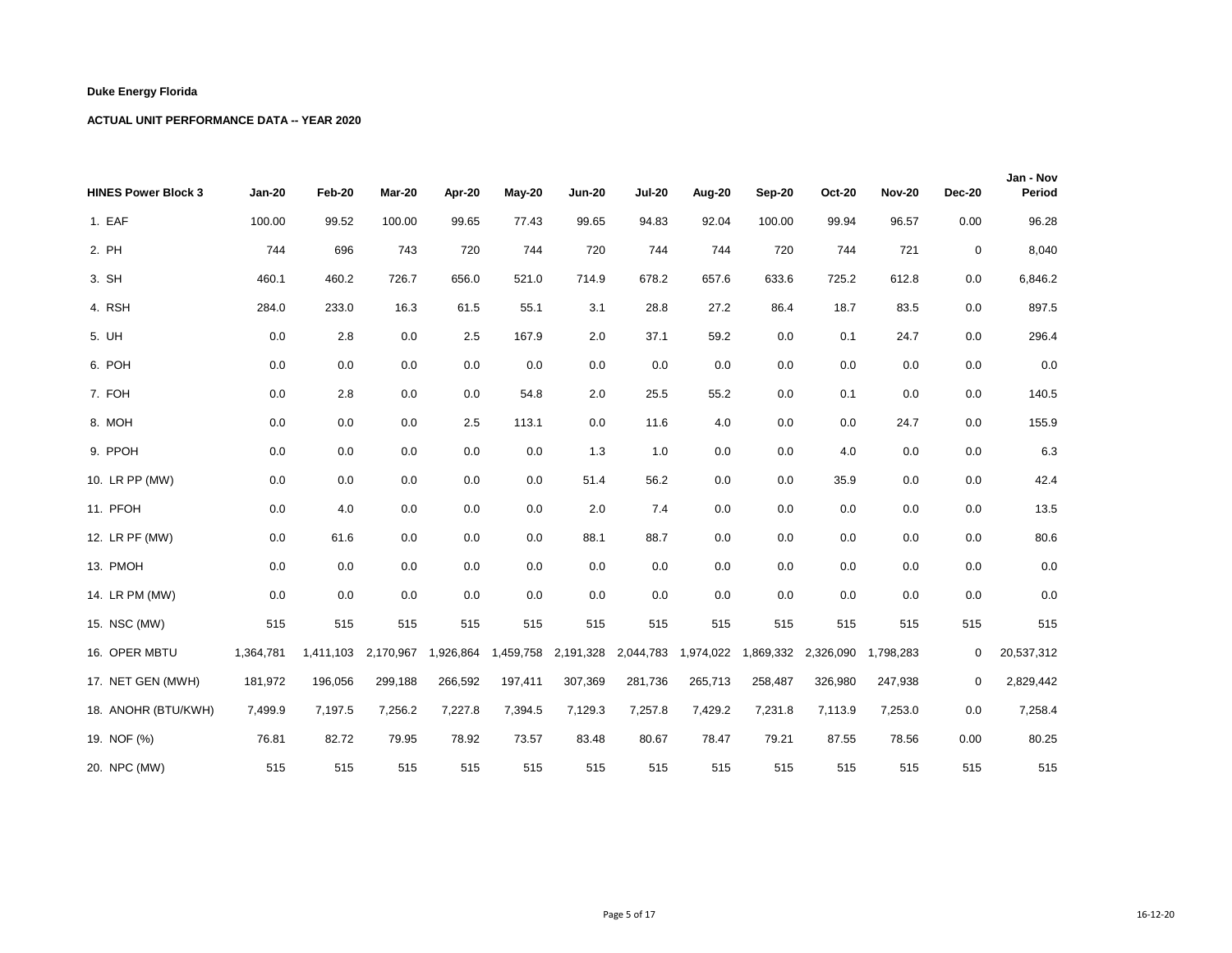**Duke Energy Florida**

**ACTUAL UNIT PERFORMANCE DATA -- YEAR 2020**

| HINES Power Block 3 | Jan-20 | Feb-20 | Mar-20 | Apr-20 | May-20 | Jun-20 | Jul-20 | Aug-20 | Sep-20 | Oct-20 | Nov-20 | Dec-20 | Jan - Nov Period |
|---|---|---|---|---|---|---|---|---|---|---|---|---|---|
| 1. EAF | 100.00 | 99.52 | 100.00 | 99.65 | 77.43 | 99.65 | 94.83 | 92.04 | 100.00 | 99.94 | 96.57 | 0.00 | 96.28 |
| 2. PH | 744 | 696 | 743 | 720 | 744 | 720 | 744 | 744 | 720 | 744 | 721 | 0 | 8,040 |
| 3. SH | 460.1 | 460.2 | 726.7 | 656.0 | 521.0 | 714.9 | 678.2 | 657.6 | 633.6 | 725.2 | 612.8 | 0.0 | 6,846.2 |
| 4. RSH | 284.0 | 233.0 | 16.3 | 61.5 | 55.1 | 3.1 | 28.8 | 27.2 | 86.4 | 18.7 | 83.5 | 0.0 | 897.5 |
| 5. UH | 0.0 | 2.8 | 0.0 | 2.5 | 167.9 | 2.0 | 37.1 | 59.2 | 0.0 | 0.1 | 24.7 | 0.0 | 296.4 |
| 6. POH | 0.0 | 0.0 | 0.0 | 0.0 | 0.0 | 0.0 | 0.0 | 0.0 | 0.0 | 0.0 | 0.0 | 0.0 | 0.0 |
| 7. FOH | 0.0 | 2.8 | 0.0 | 0.0 | 54.8 | 2.0 | 25.5 | 55.2 | 0.0 | 0.1 | 0.0 | 0.0 | 140.5 |
| 8. MOH | 0.0 | 0.0 | 0.0 | 2.5 | 113.1 | 0.0 | 11.6 | 4.0 | 0.0 | 0.0 | 24.7 | 0.0 | 155.9 |
| 9. PPOH | 0.0 | 0.0 | 0.0 | 0.0 | 0.0 | 1.3 | 1.0 | 0.0 | 0.0 | 4.0 | 0.0 | 0.0 | 6.3 |
| 10. LR PP (MW) | 0.0 | 0.0 | 0.0 | 0.0 | 0.0 | 51.4 | 56.2 | 0.0 | 0.0 | 35.9 | 0.0 | 0.0 | 42.4 |
| 11. PFOH | 0.0 | 4.0 | 0.0 | 0.0 | 0.0 | 2.0 | 7.4 | 0.0 | 0.0 | 0.0 | 0.0 | 0.0 | 13.5 |
| 12. LR PF (MW) | 0.0 | 61.6 | 0.0 | 0.0 | 0.0 | 88.1 | 88.7 | 0.0 | 0.0 | 0.0 | 0.0 | 0.0 | 80.6 |
| 13. PMOH | 0.0 | 0.0 | 0.0 | 0.0 | 0.0 | 0.0 | 0.0 | 0.0 | 0.0 | 0.0 | 0.0 | 0.0 | 0.0 |
| 14. LR PM (MW) | 0.0 | 0.0 | 0.0 | 0.0 | 0.0 | 0.0 | 0.0 | 0.0 | 0.0 | 0.0 | 0.0 | 0.0 | 0.0 |
| 15. NSC (MW) | 515 | 515 | 515 | 515 | 515 | 515 | 515 | 515 | 515 | 515 | 515 | 515 | 515 |
| 16. OPER MBTU | 1,364,781 | 1,411,103 | 2,170,967 | 1,926,864 | 1,459,758 | 2,191,328 | 2,044,783 | 1,974,022 | 1,869,332 | 2,326,090 | 1,798,283 | 0 | 20,537,312 |
| 17. NET GEN (MWH) | 181,972 | 196,056 | 299,188 | 266,592 | 197,411 | 307,369 | 281,736 | 265,713 | 258,487 | 326,980 | 247,938 | 0 | 2,829,442 |
| 18. ANOHR (BTU/KWH) | 7,499.9 | 7,197.5 | 7,256.2 | 7,227.8 | 7,394.5 | 7,129.3 | 7,257.8 | 7,429.2 | 7,231.8 | 7,113.9 | 7,253.0 | 0.0 | 7,258.4 |
| 19. NOF (%) | 76.81 | 82.72 | 79.95 | 78.92 | 73.57 | 83.48 | 80.67 | 78.47 | 79.21 | 87.55 | 78.56 | 0.00 | 80.25 |
| 20. NPC (MW) | 515 | 515 | 515 | 515 | 515 | 515 | 515 | 515 | 515 | 515 | 515 | 515 | 515 |

16-12-20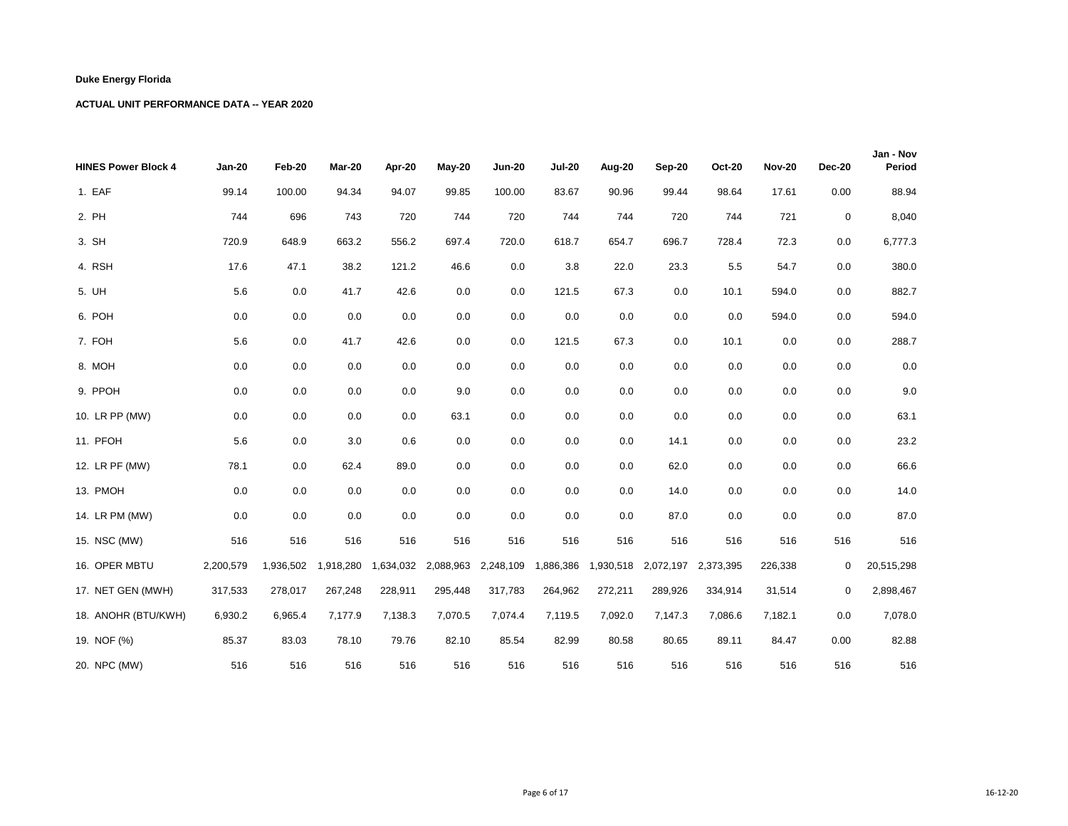**Duke Energy Florida**

**ACTUAL UNIT PERFORMANCE DATA -- YEAR 2020**

| HINES Power Block 4 | Jan-20 | Feb-20 | Mar-20 | Apr-20 | May-20 | Jun-20 | Jul-20 | Aug-20 | Sep-20 | Oct-20 | Nov-20 | Dec-20 | Jan - Nov Period |
|---|---|---|---|---|---|---|---|---|---|---|---|---|---|
| 1. EAF | 99.14 | 100.00 | 94.34 | 94.07 | 99.85 | 100.00 | 83.67 | 90.96 | 99.44 | 98.64 | 17.61 | 0.00 | 88.94 |
| 2. PH | 744 | 696 | 743 | 720 | 744 | 720 | 744 | 744 | 720 | 744 | 721 | 0 | 8,040 |
| 3. SH | 720.9 | 648.9 | 663.2 | 556.2 | 697.4 | 720.0 | 618.7 | 654.7 | 696.7 | 728.4 | 72.3 | 0.0 | 6,777.3 |
| 4. RSH | 17.6 | 47.1 | 38.2 | 121.2 | 46.6 | 0.0 | 3.8 | 22.0 | 23.3 | 5.5 | 54.7 | 0.0 | 380.0 |
| 5. UH | 5.6 | 0.0 | 41.7 | 42.6 | 0.0 | 0.0 | 121.5 | 67.3 | 0.0 | 10.1 | 594.0 | 0.0 | 882.7 |
| 6. POH | 0.0 | 0.0 | 0.0 | 0.0 | 0.0 | 0.0 | 0.0 | 0.0 | 0.0 | 0.0 | 594.0 | 0.0 | 594.0 |
| 7. FOH | 5.6 | 0.0 | 41.7 | 42.6 | 0.0 | 0.0 | 121.5 | 67.3 | 0.0 | 10.1 | 0.0 | 0.0 | 288.7 |
| 8. MOH | 0.0 | 0.0 | 0.0 | 0.0 | 0.0 | 0.0 | 0.0 | 0.0 | 0.0 | 0.0 | 0.0 | 0.0 | 0.0 |
| 9. PPOH | 0.0 | 0.0 | 0.0 | 0.0 | 9.0 | 0.0 | 0.0 | 0.0 | 0.0 | 0.0 | 0.0 | 0.0 | 9.0 |
| 10. LR PP (MW) | 0.0 | 0.0 | 0.0 | 0.0 | 63.1 | 0.0 | 0.0 | 0.0 | 0.0 | 0.0 | 0.0 | 0.0 | 63.1 |
| 11. PFOH | 5.6 | 0.0 | 3.0 | 0.6 | 0.0 | 0.0 | 0.0 | 0.0 | 14.1 | 0.0 | 0.0 | 0.0 | 23.2 |
| 12. LR PF (MW) | 78.1 | 0.0 | 62.4 | 89.0 | 0.0 | 0.0 | 0.0 | 0.0 | 62.0 | 0.0 | 0.0 | 0.0 | 66.6 |
| 13. PMOH | 0.0 | 0.0 | 0.0 | 0.0 | 0.0 | 0.0 | 0.0 | 0.0 | 14.0 | 0.0 | 0.0 | 0.0 | 14.0 |
| 14. LR PM (MW) | 0.0 | 0.0 | 0.0 | 0.0 | 0.0 | 0.0 | 0.0 | 0.0 | 87.0 | 0.0 | 0.0 | 0.0 | 87.0 |
| 15. NSC (MW) | 516 | 516 | 516 | 516 | 516 | 516 | 516 | 516 | 516 | 516 | 516 | 516 | 516 |
| 16. OPER MBTU | 2,200,579 | 1,936,502 | 1,918,280 | 1,634,032 | 2,088,963 | 2,248,109 | 1,886,386 | 1,930,518 | 2,072,197 | 2,373,395 | 226,338 | 0 | 20,515,298 |
| 17. NET GEN (MWH) | 317,533 | 278,017 | 267,248 | 228,911 | 295,448 | 317,783 | 264,962 | 272,211 | 289,926 | 334,914 | 31,514 | 0 | 2,898,467 |
| 18. ANOHR (BTU/KWH) | 6,930.2 | 6,965.4 | 7,177.9 | 7,138.3 | 7,070.5 | 7,074.4 | 7,119.5 | 7,092.0 | 7,147.3 | 7,086.6 | 7,182.1 | 0.0 | 7,078.0 |
| 19. NOF (%) | 85.37 | 83.03 | 78.10 | 79.76 | 82.10 | 85.54 | 82.99 | 80.58 | 80.65 | 89.11 | 84.47 | 0.00 | 82.88 |
| 20. NPC (MW) | 516 | 516 | 516 | 516 | 516 | 516 | 516 | 516 | 516 | 516 | 516 | 516 | 516 |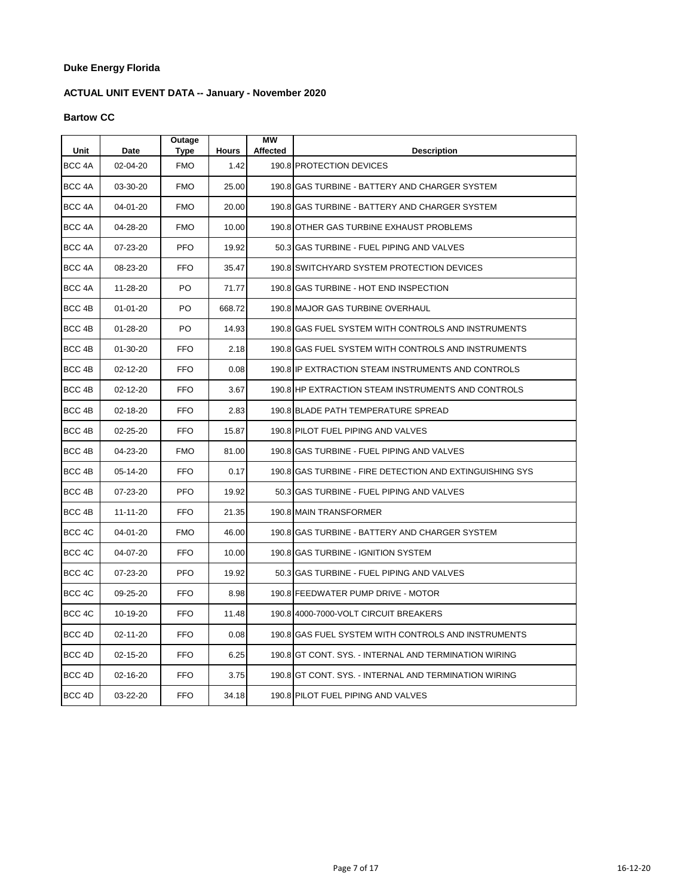**Duke Energy Florida**

**ACTUAL UNIT EVENT DATA -- January - November 2020**

**Bartow CC**

| Unit | Date | Outage Type | Hours | MW Affected | Description |
|---|---|---|---|---|---|
| BCC 4A | 02-04-20 | FMO | 1.42 | 190.8 | PROTECTION DEVICES |
| BCC 4A | 03-30-20 | FMO | 25.00 | 190.8 | GAS TURBINE - BATTERY AND CHARGER SYSTEM |
| BCC 4A | 04-01-20 | FMO | 20.00 | 190.8 | GAS TURBINE - BATTERY AND CHARGER SYSTEM |
| BCC 4A | 04-28-20 | FMO | 10.00 | 190.8 | OTHER GAS TURBINE EXHAUST PROBLEMS |
| BCC 4A | 07-23-20 | PFO | 19.92 | 50.3 | GAS TURBINE - FUEL PIPING AND VALVES |
| BCC 4A | 08-23-20 | FFO | 35.47 | 190.8 | SWITCHYARD SYSTEM PROTECTION DEVICES |
| BCC 4A | 11-28-20 | PO | 71.77 | 190.8 | GAS TURBINE - HOT END INSPECTION |
| BCC 4B | 01-01-20 | PO | 668.72 | 190.8 | MAJOR GAS TURBINE OVERHAUL |
| BCC 4B | 01-28-20 | PO | 14.93 | 190.8 | GAS FUEL SYSTEM WITH CONTROLS AND INSTRUMENTS |
| BCC 4B | 01-30-20 | FFO | 2.18 | 190.8 | GAS FUEL SYSTEM WITH CONTROLS AND INSTRUMENTS |
| BCC 4B | 02-12-20 | FFO | 0.08 | 190.8 | IP EXTRACTION STEAM INSTRUMENTS AND CONTROLS |
| BCC 4B | 02-12-20 | FFO | 3.67 | 190.8 | HP EXTRACTION STEAM INSTRUMENTS AND CONTROLS |
| BCC 4B | 02-18-20 | FFO | 2.83 | 190.8 | BLADE PATH TEMPERATURE SPREAD |
| BCC 4B | 02-25-20 | FFO | 15.87 | 190.8 | PILOT FUEL PIPING AND VALVES |
| BCC 4B | 04-23-20 | FMO | 81.00 | 190.8 | GAS TURBINE - FUEL PIPING AND VALVES |
| BCC 4B | 05-14-20 | FFO | 0.17 | 190.8 | GAS TURBINE - FIRE DETECTION AND EXTINGUISHING SYS |
| BCC 4B | 07-23-20 | PFO | 19.92 | 50.3 | GAS TURBINE - FUEL PIPING AND VALVES |
| BCC 4B | 11-11-20 | FFO | 21.35 | 190.8 | MAIN TRANSFORMER |
| BCC 4C | 04-01-20 | FMO | 46.00 | 190.8 | GAS TURBINE - BATTERY AND CHARGER SYSTEM |
| BCC 4C | 04-07-20 | FFO | 10.00 | 190.8 | GAS TURBINE - IGNITION SYSTEM |
| BCC 4C | 07-23-20 | PFO | 19.92 | 50.3 | GAS TURBINE - FUEL PIPING AND VALVES |
| BCC 4C | 09-25-20 | FFO | 8.98 | 190.8 | FEEDWATER PUMP DRIVE - MOTOR |
| BCC 4C | 10-19-20 | FFO | 11.48 | 190.8 | 4000-7000-VOLT CIRCUIT BREAKERS |
| BCC 4D | 02-11-20 | FFO | 0.08 | 190.8 | GAS FUEL SYSTEM WITH CONTROLS AND INSTRUMENTS |
| BCC 4D | 02-15-20 | FFO | 6.25 | 190.8 | GT CONT. SYS. - INTERNAL AND TERMINATION WIRING |
| BCC 4D | 02-16-20 | FFO | 3.75 | 190.8 | GT CONT. SYS. - INTERNAL AND TERMINATION WIRING |
| BCC 4D | 03-22-20 | FFO | 34.18 | 190.8 | PILOT FUEL PIPING AND VALVES |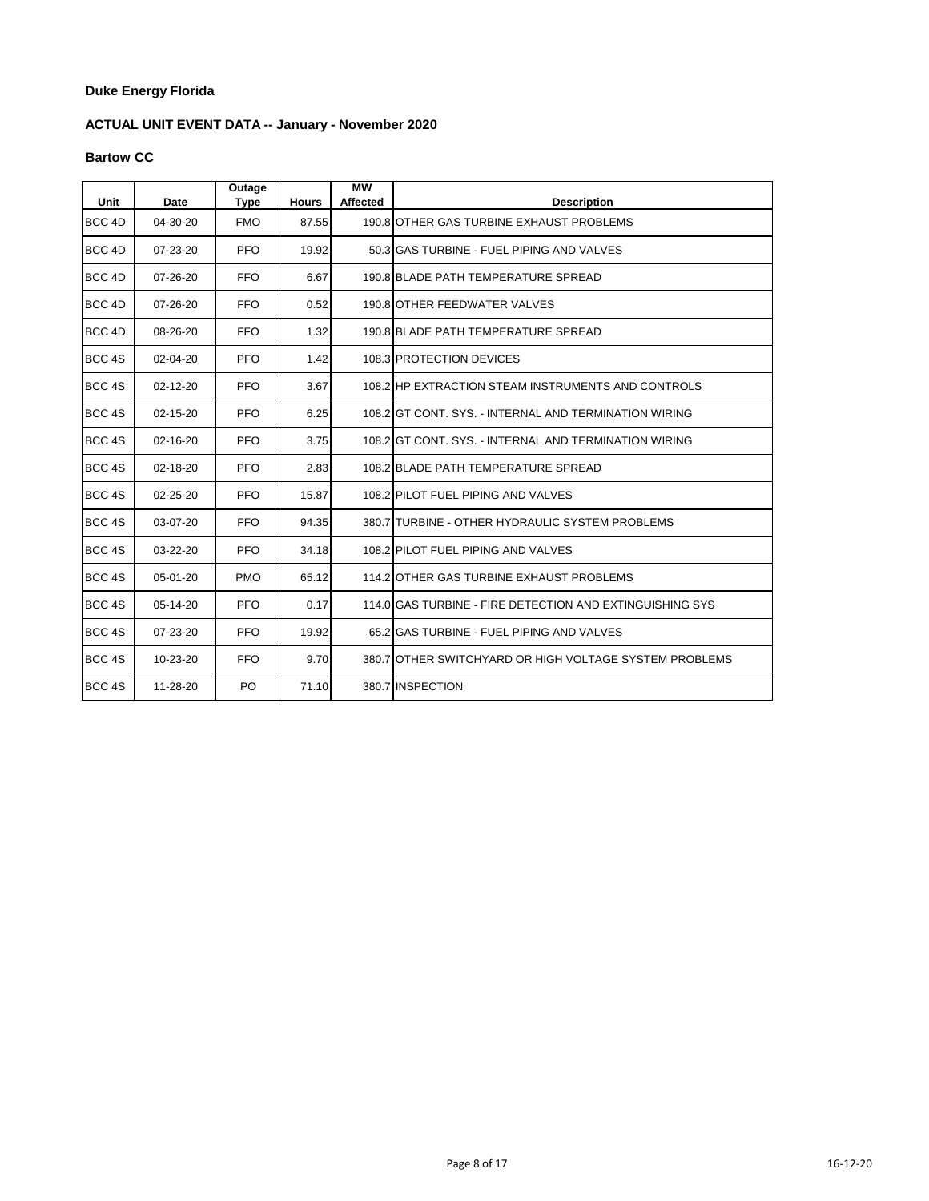**Duke Energy Florida**

**ACTUAL UNIT EVENT DATA -- January - November 2020**

**Bartow CC**

| Unit | Date | Outage Type | Hours | MW Affected | Description |
|---|---|---|---|---|---|
| BCC 4D | 04-30-20 | FMO | 87.55 | 190.8 | OTHER GAS TURBINE EXHAUST PROBLEMS |
| BCC 4D | 07-23-20 | PFO | 19.92 | 50.3 | GAS TURBINE - FUEL PIPING AND VALVES |
| BCC 4D | 07-26-20 | FFO | 6.67 | 190.8 | BLADE PATH TEMPERATURE SPREAD |
| BCC 4D | 07-26-20 | FFO | 0.52 | 190.8 | OTHER FEEDWATER VALVES |
| BCC 4D | 08-26-20 | FFO | 1.32 | 190.8 | BLADE PATH TEMPERATURE SPREAD |
| BCC 4S | 02-04-20 | PFO | 1.42 | 108.3 | PROTECTION DEVICES |
| BCC 4S | 02-12-20 | PFO | 3.67 | 108.2 | HP EXTRACTION STEAM INSTRUMENTS AND CONTROLS |
| BCC 4S | 02-15-20 | PFO | 6.25 | 108.2 | GT CONT. SYS. - INTERNAL AND TERMINATION WIRING |
| BCC 4S | 02-16-20 | PFO | 3.75 | 108.2 | GT CONT. SYS. - INTERNAL AND TERMINATION WIRING |
| BCC 4S | 02-18-20 | PFO | 2.83 | 108.2 | BLADE PATH TEMPERATURE SPREAD |
| BCC 4S | 02-25-20 | PFO | 15.87 | 108.2 | PILOT FUEL PIPING AND VALVES |
| BCC 4S | 03-07-20 | FFO | 94.35 | 380.7 | TURBINE - OTHER HYDRAULIC SYSTEM PROBLEMS |
| BCC 4S | 03-22-20 | PFO | 34.18 | 108.2 | PILOT FUEL PIPING AND VALVES |
| BCC 4S | 05-01-20 | PMO | 65.12 | 114.2 | OTHER GAS TURBINE EXHAUST PROBLEMS |
| BCC 4S | 05-14-20 | PFO | 0.17 | 114.0 | GAS TURBINE - FIRE DETECTION AND EXTINGUISHING SYS |
| BCC 4S | 07-23-20 | PFO | 19.92 | 65.2 | GAS TURBINE - FUEL PIPING AND VALVES |
| BCC 4S | 10-23-20 | FFO | 9.70 | 380.7 | OTHER SWITCHYARD OR HIGH VOLTAGE SYSTEM PROBLEMS |
| BCC 4S | 11-28-20 | PO | 71.10 | 380.7 | INSPECTION |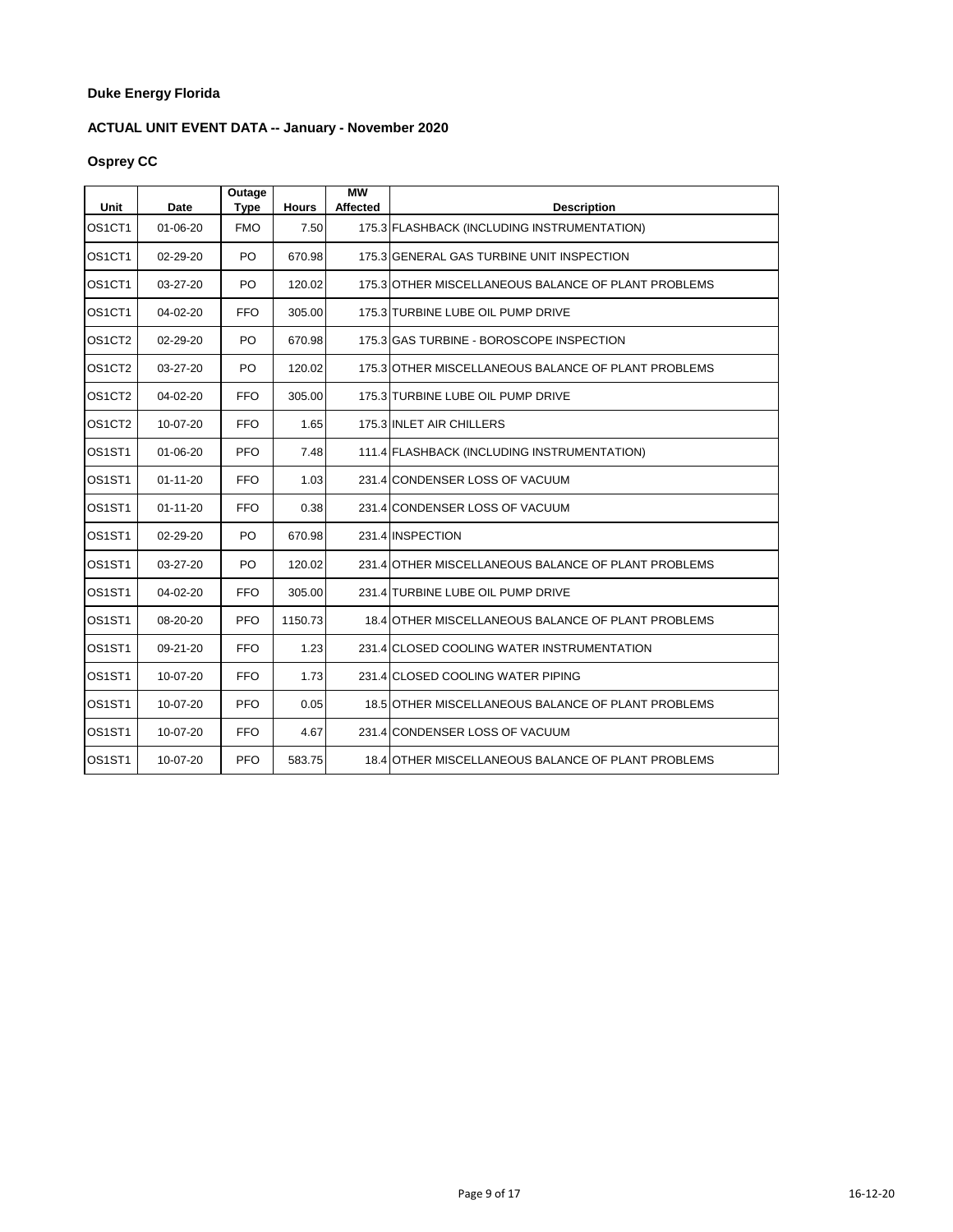**Duke Energy Florida**

**ACTUAL UNIT EVENT DATA -- January - November 2020**

**Osprey CC**

| Unit | Date | Outage Type | Hours | MW Affected | Description |
|---|---|---|---|---|---|
| OS1CT1 | 01-06-20 | FMO | 7.50 | 175.3 | FLASHBACK (INCLUDING INSTRUMENTATION) |
| OS1CT1 | 02-29-20 | PO | 670.98 | 175.3 | GENERAL GAS TURBINE UNIT INSPECTION |
| OS1CT1 | 03-27-20 | PO | 120.02 | 175.3 | OTHER MISCELLANEOUS BALANCE OF PLANT PROBLEMS |
| OS1CT1 | 04-02-20 | FFO | 305.00 | 175.3 | TURBINE LUBE OIL PUMP DRIVE |
| OS1CT2 | 02-29-20 | PO | 670.98 | 175.3 | GAS TURBINE - BOROSCOPE INSPECTION |
| OS1CT2 | 03-27-20 | PO | 120.02 | 175.3 | OTHER MISCELLANEOUS BALANCE OF PLANT PROBLEMS |
| OS1CT2 | 04-02-20 | FFO | 305.00 | 175.3 | TURBINE LUBE OIL PUMP DRIVE |
| OS1CT2 | 10-07-20 | FFO | 1.65 | 175.3 | INLET AIR CHILLERS |
| OS1ST1 | 01-06-20 | PFO | 7.48 | 111.4 | FLASHBACK (INCLUDING INSTRUMENTATION) |
| OS1ST1 | 01-11-20 | FFO | 1.03 | 231.4 | CONDENSER LOSS OF VACUUM |
| OS1ST1 | 01-11-20 | FFO | 0.38 | 231.4 | CONDENSER LOSS OF VACUUM |
| OS1ST1 | 02-29-20 | PO | 670.98 | 231.4 | INSPECTION |
| OS1ST1 | 03-27-20 | PO | 120.02 | 231.4 | OTHER MISCELLANEOUS BALANCE OF PLANT PROBLEMS |
| OS1ST1 | 04-02-20 | FFO | 305.00 | 231.4 | TURBINE LUBE OIL PUMP DRIVE |
| OS1ST1 | 08-20-20 | PFO | 1150.73 | 18.4 | OTHER MISCELLANEOUS BALANCE OF PLANT PROBLEMS |
| OS1ST1 | 09-21-20 | FFO | 1.23 | 231.4 | CLOSED COOLING WATER INSTRUMENTATION |
| OS1ST1 | 10-07-20 | FFO | 1.73 | 231.4 | CLOSED COOLING WATER PIPING |
| OS1ST1 | 10-07-20 | PFO | 0.05 | 18.5 | OTHER MISCELLANEOUS BALANCE OF PLANT PROBLEMS |
| OS1ST1 | 10-07-20 | FFO | 4.67 | 231.4 | CONDENSER LOSS OF VACUUM |
| OS1ST1 | 10-07-20 | PFO | 583.75 | 18.4 | OTHER MISCELLANEOUS BALANCE OF PLANT PROBLEMS |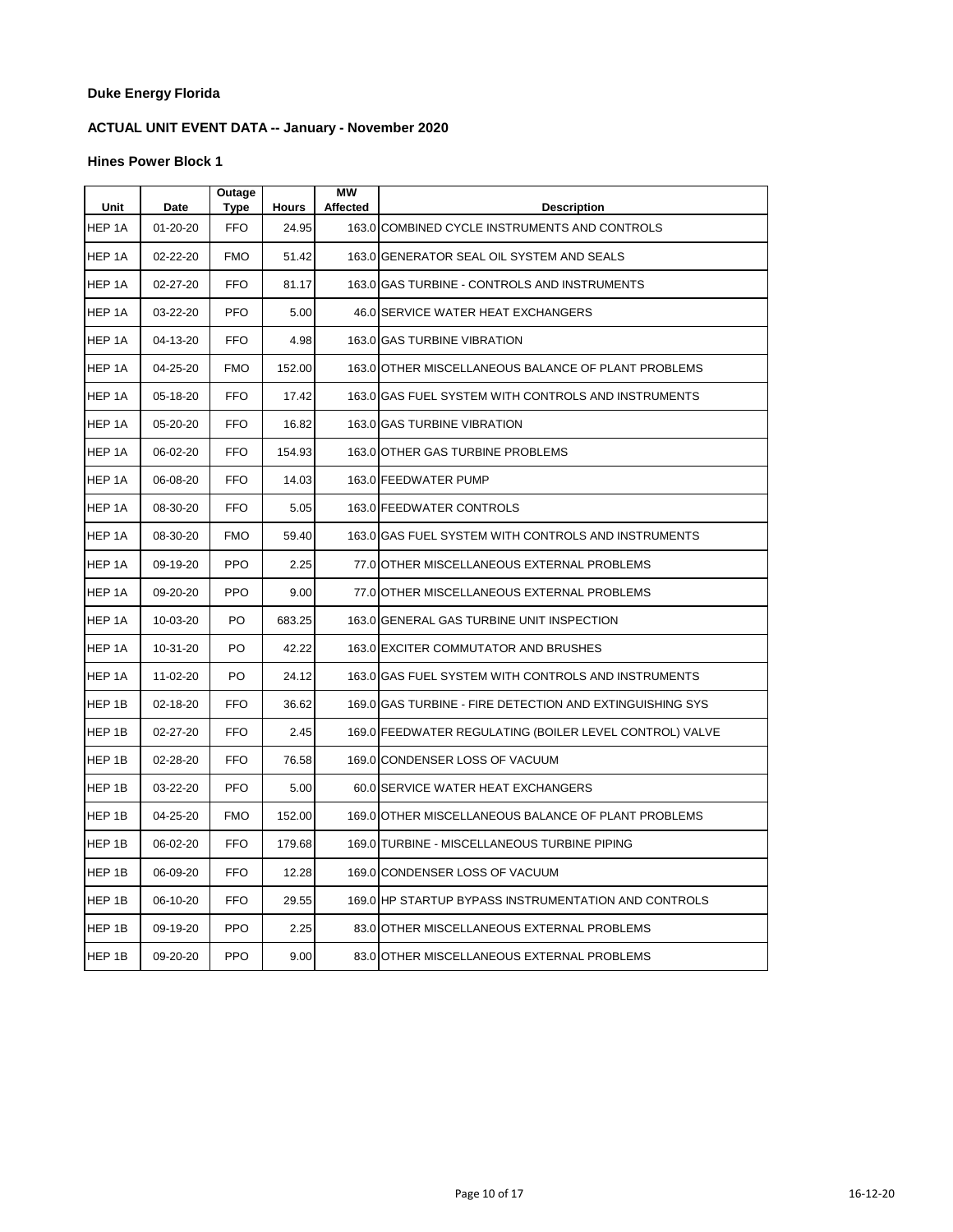**Duke Energy Florida**

**ACTUAL UNIT EVENT DATA -- January - November 2020**

**Hines Power Block 1**

| Unit | Date | Outage Type | Hours | MW Affected | Description |
|---|---|---|---|---|---|
| HEP 1A | 01-20-20 | FFO | 24.95 | 163.0 | COMBINED CYCLE INSTRUMENTS AND CONTROLS |
| HEP 1A | 02-22-20 | FMO | 51.42 | 163.0 | GENERATOR SEAL OIL SYSTEM AND SEALS |
| HEP 1A | 02-27-20 | FFO | 81.17 | 163.0 | GAS TURBINE - CONTROLS AND INSTRUMENTS |
| HEP 1A | 03-22-20 | PFO | 5.00 | 46.0 | SERVICE WATER HEAT EXCHANGERS |
| HEP 1A | 04-13-20 | FFO | 4.98 | 163.0 | GAS TURBINE VIBRATION |
| HEP 1A | 04-25-20 | FMO | 152.00 | 163.0 | OTHER MISCELLANEOUS BALANCE OF PLANT PROBLEMS |
| HEP 1A | 05-18-20 | FFO | 17.42 | 163.0 | GAS FUEL SYSTEM WITH CONTROLS AND INSTRUMENTS |
| HEP 1A | 05-20-20 | FFO | 16.82 | 163.0 | GAS TURBINE VIBRATION |
| HEP 1A | 06-02-20 | FFO | 154.93 | 163.0 | OTHER GAS TURBINE PROBLEMS |
| HEP 1A | 06-08-20 | FFO | 14.03 | 163.0 | FEEDWATER PUMP |
| HEP 1A | 08-30-20 | FFO | 5.05 | 163.0 | FEEDWATER CONTROLS |
| HEP 1A | 08-30-20 | FMO | 59.40 | 163.0 | GAS FUEL SYSTEM WITH CONTROLS AND INSTRUMENTS |
| HEP 1A | 09-19-20 | PPO | 2.25 | 77.0 | OTHER MISCELLANEOUS EXTERNAL PROBLEMS |
| HEP 1A | 09-20-20 | PPO | 9.00 | 77.0 | OTHER MISCELLANEOUS EXTERNAL PROBLEMS |
| HEP 1A | 10-03-20 | PO | 683.25 | 163.0 | GENERAL GAS TURBINE UNIT INSPECTION |
| HEP 1A | 10-31-20 | PO | 42.22 | 163.0 | EXCITER COMMUTATOR AND BRUSHES |
| HEP 1A | 11-02-20 | PO | 24.12 | 163.0 | GAS FUEL SYSTEM WITH CONTROLS AND INSTRUMENTS |
| HEP 1B | 02-18-20 | FFO | 36.62 | 169.0 | GAS TURBINE - FIRE DETECTION AND EXTINGUISHING SYS |
| HEP 1B | 02-27-20 | FFO | 2.45 | 169.0 | FEEDWATER REGULATING (BOILER LEVEL CONTROL) VALVE |
| HEP 1B | 02-28-20 | FFO | 76.58 | 169.0 | CONDENSER LOSS OF VACUUM |
| HEP 1B | 03-22-20 | PFO | 5.00 | 60.0 | SERVICE WATER HEAT EXCHANGERS |
| HEP 1B | 04-25-20 | FMO | 152.00 | 169.0 | OTHER MISCELLANEOUS BALANCE OF PLANT PROBLEMS |
| HEP 1B | 06-02-20 | FFO | 179.68 | 169.0 | TURBINE - MISCELLANEOUS TURBINE PIPING |
| HEP 1B | 06-09-20 | FFO | 12.28 | 169.0 | CONDENSER LOSS OF VACUUM |
| HEP 1B | 06-10-20 | FFO | 29.55 | 169.0 | HP STARTUP BYPASS INSTRUMENTATION AND CONTROLS |
| HEP 1B | 09-19-20 | PPO | 2.25 | 83.0 | OTHER MISCELLANEOUS EXTERNAL PROBLEMS |
| HEP 1B | 09-20-20 | PPO | 9.00 | 83.0 | OTHER MISCELLANEOUS EXTERNAL PROBLEMS |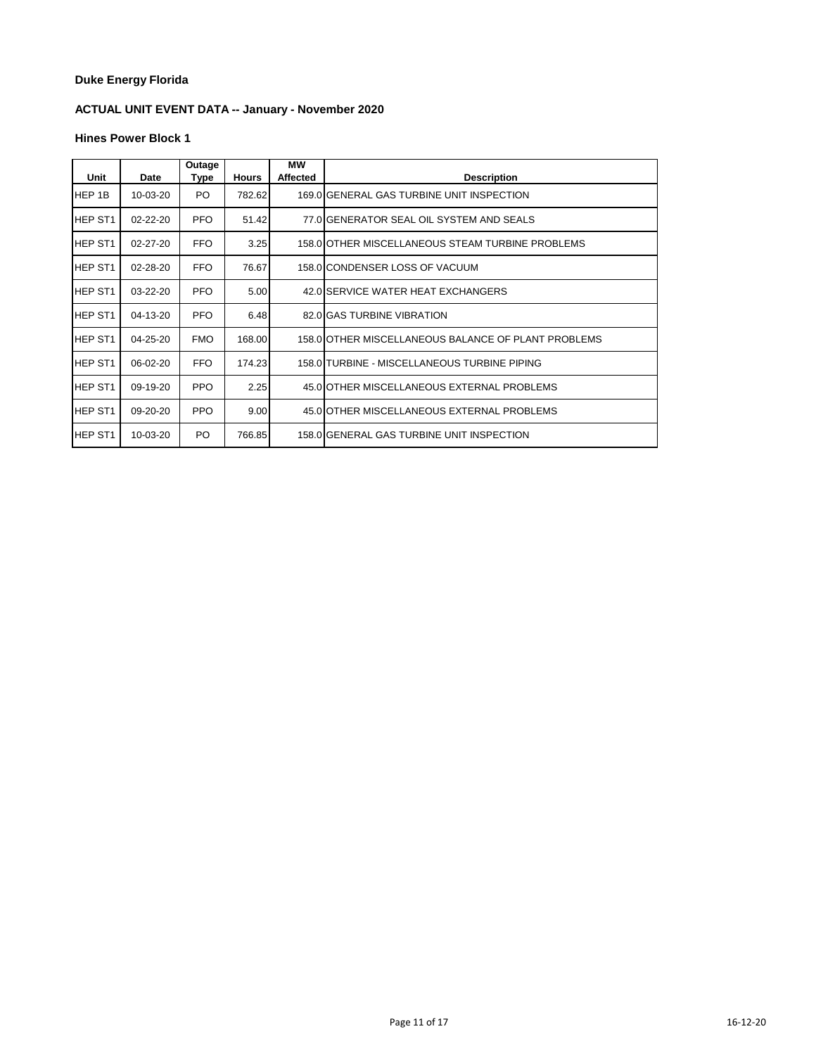**Duke Energy Florida**

**ACTUAL UNIT EVENT DATA -- January - November 2020**

**Hines Power Block 1**

| Unit | Date | Outage Type | Hours | MW Affected | Description |
|---|---|---|---|---|---|
| HEP 1B | 10-03-20 | PO | 782.62 | 169.0 | GENERAL GAS TURBINE UNIT INSPECTION |
| HEP ST1 | 02-22-20 | PFO | 51.42 | 77.0 | GENERATOR SEAL OIL SYSTEM AND SEALS |
| HEP ST1 | 02-27-20 | FFO | 3.25 | 158.0 | OTHER MISCELLANEOUS STEAM TURBINE PROBLEMS |
| HEP ST1 | 02-28-20 | FFO | 76.67 | 158.0 | CONDENSER LOSS OF VACUUM |
| HEP ST1 | 03-22-20 | PFO | 5.00 | 42.0 | SERVICE WATER HEAT EXCHANGERS |
| HEP ST1 | 04-13-20 | PFO | 6.48 | 82.0 | GAS TURBINE VIBRATION |
| HEP ST1 | 04-25-20 | FMO | 168.00 | 158.0 | OTHER MISCELLANEOUS BALANCE OF PLANT PROBLEMS |
| HEP ST1 | 06-02-20 | FFO | 174.23 | 158.0 | TURBINE - MISCELLANEOUS TURBINE PIPING |
| HEP ST1 | 09-19-20 | PPO | 2.25 | 45.0 | OTHER MISCELLANEOUS EXTERNAL PROBLEMS |
| HEP ST1 | 09-20-20 | PPO | 9.00 | 45.0 | OTHER MISCELLANEOUS EXTERNAL PROBLEMS |
| HEP ST1 | 10-03-20 | PO | 766.85 | 158.0 | GENERAL GAS TURBINE UNIT INSPECTION |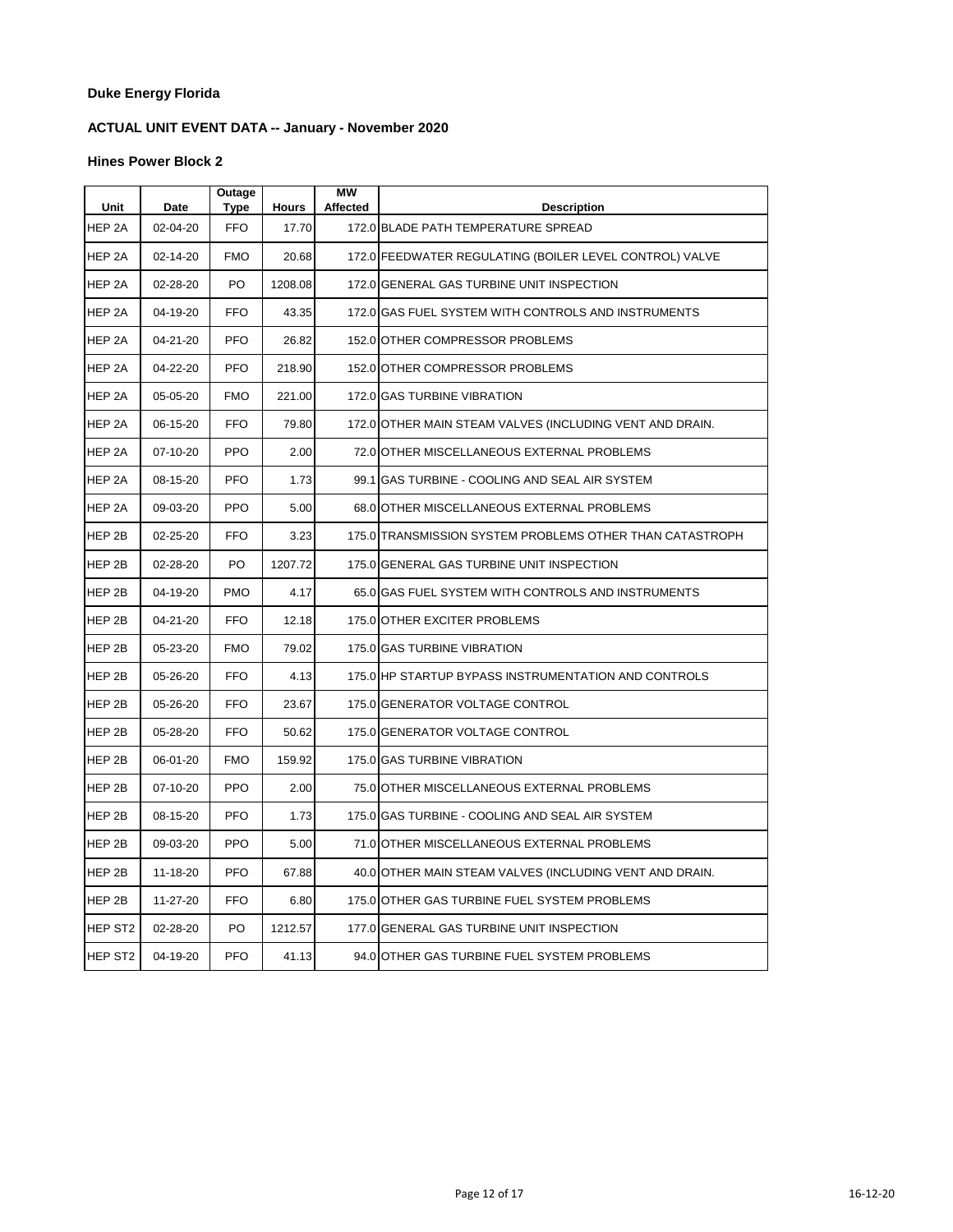**Duke Energy Florida**

**ACTUAL UNIT EVENT DATA -- January - November 2020**

**Hines Power Block 2**

| Unit | Date | Outage Type | Hours | MW Affected | Description |
|---|---|---|---|---|---|
| HEP 2A | 02-04-20 | FFO | 17.70 | 172.0 | BLADE PATH TEMPERATURE SPREAD |
| HEP 2A | 02-14-20 | FMO | 20.68 | 172.0 | FEEDWATER REGULATING (BOILER LEVEL CONTROL) VALVE |
| HEP 2A | 02-28-20 | PO | 1208.08 | 172.0 | GENERAL GAS TURBINE UNIT INSPECTION |
| HEP 2A | 04-19-20 | FFO | 43.35 | 172.0 | GAS FUEL SYSTEM WITH CONTROLS AND INSTRUMENTS |
| HEP 2A | 04-21-20 | PFO | 26.82 | 152.0 | OTHER COMPRESSOR PROBLEMS |
| HEP 2A | 04-22-20 | PFO | 218.90 | 152.0 | OTHER COMPRESSOR PROBLEMS |
| HEP 2A | 05-05-20 | FMO | 221.00 | 172.0 | GAS TURBINE VIBRATION |
| HEP 2A | 06-15-20 | FFO | 79.80 | 172.0 | OTHER MAIN STEAM VALVES (INCLUDING VENT AND DRAIN. |
| HEP 2A | 07-10-20 | PPO | 2.00 | 72.0 | OTHER MISCELLANEOUS EXTERNAL PROBLEMS |
| HEP 2A | 08-15-20 | PFO | 1.73 | 99.1 | GAS TURBINE - COOLING AND SEAL AIR SYSTEM |
| HEP 2A | 09-03-20 | PPO | 5.00 | 68.0 | OTHER MISCELLANEOUS EXTERNAL PROBLEMS |
| HEP 2B | 02-25-20 | FFO | 3.23 | 175.0 | TRANSMISSION SYSTEM PROBLEMS OTHER THAN CATASTROPH |
| HEP 2B | 02-28-20 | PO | 1207.72 | 175.0 | GENERAL GAS TURBINE UNIT INSPECTION |
| HEP 2B | 04-19-20 | PMO | 4.17 | 65.0 | GAS FUEL SYSTEM WITH CONTROLS AND INSTRUMENTS |
| HEP 2B | 04-21-20 | FFO | 12.18 | 175.0 | OTHER EXCITER PROBLEMS |
| HEP 2B | 05-23-20 | FMO | 79.02 | 175.0 | GAS TURBINE VIBRATION |
| HEP 2B | 05-26-20 | FFO | 4.13 | 175.0 | HP STARTUP BYPASS INSTRUMENTATION AND CONTROLS |
| HEP 2B | 05-26-20 | FFO | 23.67 | 175.0 | GENERATOR VOLTAGE CONTROL |
| HEP 2B | 05-28-20 | FFO | 50.62 | 175.0 | GENERATOR VOLTAGE CONTROL |
| HEP 2B | 06-01-20 | FMO | 159.92 | 175.0 | GAS TURBINE VIBRATION |
| HEP 2B | 07-10-20 | PPO | 2.00 | 75.0 | OTHER MISCELLANEOUS EXTERNAL PROBLEMS |
| HEP 2B | 08-15-20 | PFO | 1.73 | 175.0 | GAS TURBINE - COOLING AND SEAL AIR SYSTEM |
| HEP 2B | 09-03-20 | PPO | 5.00 | 71.0 | OTHER MISCELLANEOUS EXTERNAL PROBLEMS |
| HEP 2B | 11-18-20 | PFO | 67.88 | 40.0 | OTHER MAIN STEAM VALVES (INCLUDING VENT AND DRAIN. |
| HEP 2B | 11-27-20 | FFO | 6.80 | 175.0 | OTHER GAS TURBINE FUEL SYSTEM PROBLEMS |
| HEP ST2 | 02-28-20 | PO | 1212.57 | 177.0 | GENERAL GAS TURBINE UNIT INSPECTION |
| HEP ST2 | 04-19-20 | PFO | 41.13 | 94.0 | OTHER GAS TURBINE FUEL SYSTEM PROBLEMS |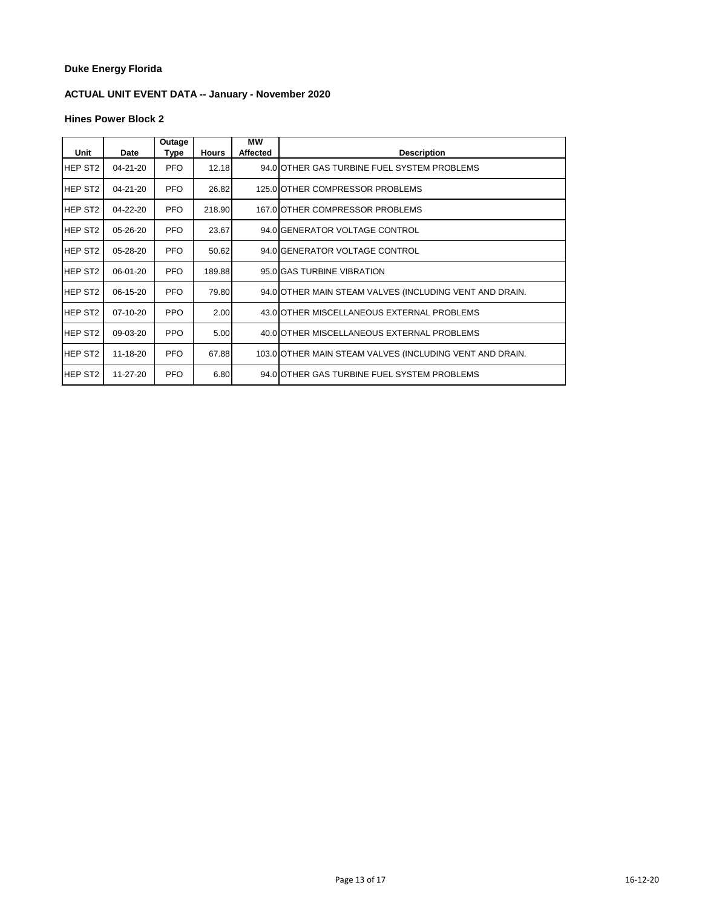**Duke Energy Florida**

**ACTUAL UNIT EVENT DATA -- January - November 2020**

**Hines Power Block 2**

| Unit | Date | Outage Type | Hours | MW Affected | Description |
|---|---|---|---|---|---|
| HEP ST2 | 04-21-20 | PFO | 12.18 | 94.0 | OTHER GAS TURBINE FUEL SYSTEM PROBLEMS |
| HEP ST2 | 04-21-20 | PFO | 26.82 | 125.0 | OTHER COMPRESSOR PROBLEMS |
| HEP ST2 | 04-22-20 | PFO | 218.90 | 167.0 | OTHER COMPRESSOR PROBLEMS |
| HEP ST2 | 05-26-20 | PFO | 23.67 | 94.0 | GENERATOR VOLTAGE CONTROL |
| HEP ST2 | 05-28-20 | PFO | 50.62 | 94.0 | GENERATOR VOLTAGE CONTROL |
| HEP ST2 | 06-01-20 | PFO | 189.88 | 95.0 | GAS TURBINE VIBRATION |
| HEP ST2 | 06-15-20 | PFO | 79.80 | 94.0 | OTHER MAIN STEAM VALVES (INCLUDING VENT AND DRAIN. |
| HEP ST2 | 07-10-20 | PPO | 2.00 | 43.0 | OTHER MISCELLANEOUS EXTERNAL PROBLEMS |
| HEP ST2 | 09-03-20 | PPO | 5.00 | 40.0 | OTHER MISCELLANEOUS EXTERNAL PROBLEMS |
| HEP ST2 | 11-18-20 | PFO | 67.88 | 103.0 | OTHER MAIN STEAM VALVES (INCLUDING VENT AND DRAIN. |
| HEP ST2 | 11-27-20 | PFO | 6.80 | 94.0 | OTHER GAS TURBINE FUEL SYSTEM PROBLEMS |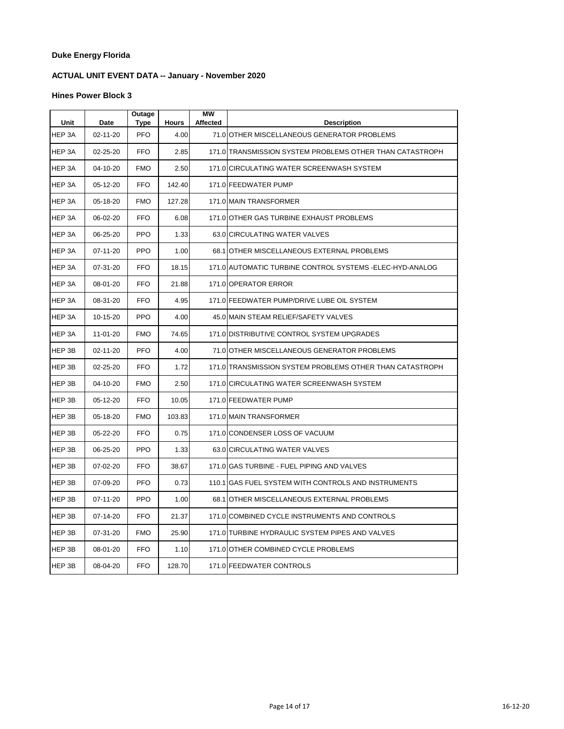**Duke Energy Florida**

**ACTUAL UNIT EVENT DATA -- January - November 2020**

**Hines Power Block 3**

| Unit | Date | Outage Type | Hours | MW Affected | Description |
|---|---|---|---|---|---|
| HEP 3A | 02-11-20 | PFO | 4.00 | 71.0 | OTHER MISCELLANEOUS GENERATOR PROBLEMS |
| HEP 3A | 02-25-20 | FFO | 2.85 | 171.0 | TRANSMISSION SYSTEM PROBLEMS OTHER THAN CATASTROPH |
| HEP 3A | 04-10-20 | FMO | 2.50 | 171.0 | CIRCULATING WATER SCREENWASH SYSTEM |
| HEP 3A | 05-12-20 | FFO | 142.40 | 171.0 | FEEDWATER PUMP |
| HEP 3A | 05-18-20 | FMO | 127.28 | 171.0 | MAIN TRANSFORMER |
| HEP 3A | 06-02-20 | FFO | 6.08 | 171.0 | OTHER GAS TURBINE EXHAUST PROBLEMS |
| HEP 3A | 06-25-20 | PPO | 1.33 | 63.0 | CIRCULATING WATER VALVES |
| HEP 3A | 07-11-20 | PPO | 1.00 | 68.1 | OTHER MISCELLANEOUS EXTERNAL PROBLEMS |
| HEP 3A | 07-31-20 | FFO | 18.15 | 171.0 | AUTOMATIC TURBINE CONTROL SYSTEMS -ELEC-HYD-ANALOG |
| HEP 3A | 08-01-20 | FFO | 21.88 | 171.0 | OPERATOR ERROR |
| HEP 3A | 08-31-20 | FFO | 4.95 | 171.0 | FEEDWATER PUMP/DRIVE LUBE OIL SYSTEM |
| HEP 3A | 10-15-20 | PPO | 4.00 | 45.0 | MAIN STEAM RELIEF/SAFETY VALVES |
| HEP 3A | 11-01-20 | FMO | 74.65 | 171.0 | DISTRIBUTIVE CONTROL SYSTEM UPGRADES |
| HEP 3B | 02-11-20 | PFO | 4.00 | 71.0 | OTHER MISCELLANEOUS GENERATOR PROBLEMS |
| HEP 3B | 02-25-20 | FFO | 1.72 | 171.0 | TRANSMISSION SYSTEM PROBLEMS OTHER THAN CATASTROPH |
| HEP 3B | 04-10-20 | FMO | 2.50 | 171.0 | CIRCULATING WATER SCREENWASH SYSTEM |
| HEP 3B | 05-12-20 | FFO | 10.05 | 171.0 | FEEDWATER PUMP |
| HEP 3B | 05-18-20 | FMO | 103.83 | 171.0 | MAIN TRANSFORMER |
| HEP 3B | 05-22-20 | FFO | 0.75 | 171.0 | CONDENSER LOSS OF VACUUM |
| HEP 3B | 06-25-20 | PPO | 1.33 | 63.0 | CIRCULATING WATER VALVES |
| HEP 3B | 07-02-20 | FFO | 38.67 | 171.0 | GAS TURBINE - FUEL PIPING AND VALVES |
| HEP 3B | 07-09-20 | PFO | 0.73 | 110.1 | GAS FUEL SYSTEM WITH CONTROLS AND INSTRUMENTS |
| HEP 3B | 07-11-20 | PPO | 1.00 | 68.1 | OTHER MISCELLANEOUS EXTERNAL PROBLEMS |
| HEP 3B | 07-14-20 | FFO | 21.37 | 171.0 | COMBINED CYCLE INSTRUMENTS AND CONTROLS |
| HEP 3B | 07-31-20 | FMO | 25.90 | 171.0 | TURBINE HYDRAULIC SYSTEM PIPES AND VALVES |
| HEP 3B | 08-01-20 | FFO | 1.10 | 171.0 | OTHER COMBINED CYCLE PROBLEMS |
| HEP 3B | 08-04-20 | FFO | 128.70 | 171.0 | FEEDWATER CONTROLS |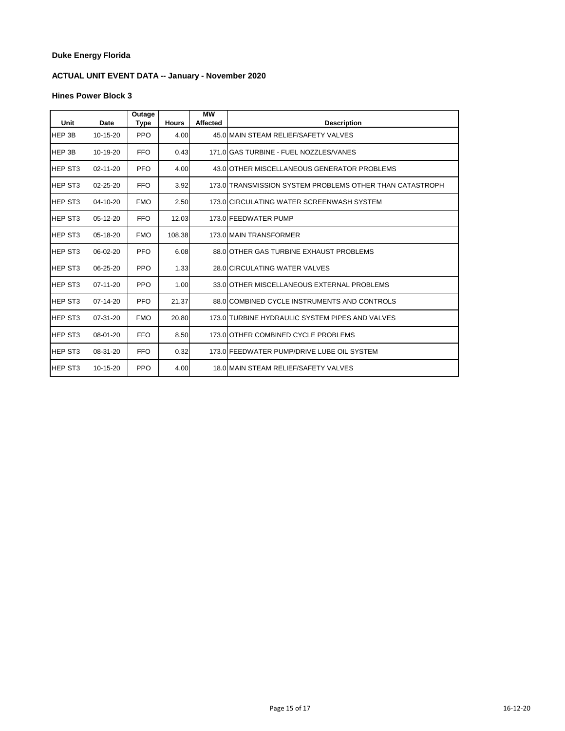**Duke Energy Florida**

**ACTUAL UNIT EVENT DATA -- January - November 2020**

**Hines Power Block 3**

| Unit | Date | Outage Type | Hours | MW Affected | Description |
|---|---|---|---|---|---|
| HEP 3B | 10-15-20 | PPO | 4.00 | 45.0 | MAIN STEAM RELIEF/SAFETY VALVES |
| HEP 3B | 10-19-20 | FFO | 0.43 | 171.0 | GAS TURBINE - FUEL NOZZLES/VANES |
| HEP ST3 | 02-11-20 | PFO | 4.00 | 43.0 | OTHER MISCELLANEOUS GENERATOR PROBLEMS |
| HEP ST3 | 02-25-20 | FFO | 3.92 | 173.0 | TRANSMISSION SYSTEM PROBLEMS OTHER THAN CATASTROPH |
| HEP ST3 | 04-10-20 | FMO | 2.50 | 173.0 | CIRCULATING WATER SCREENWASH SYSTEM |
| HEP ST3 | 05-12-20 | FFO | 12.03 | 173.0 | FEEDWATER PUMP |
| HEP ST3 | 05-18-20 | FMO | 108.38 | 173.0 | MAIN TRANSFORMER |
| HEP ST3 | 06-02-20 | PFO | 6.08 | 88.0 | OTHER GAS TURBINE EXHAUST PROBLEMS |
| HEP ST3 | 06-25-20 | PPO | 1.33 | 28.0 | CIRCULATING WATER VALVES |
| HEP ST3 | 07-11-20 | PPO | 1.00 | 33.0 | OTHER MISCELLANEOUS EXTERNAL PROBLEMS |
| HEP ST3 | 07-14-20 | PFO | 21.37 | 88.0 | COMBINED CYCLE INSTRUMENTS AND CONTROLS |
| HEP ST3 | 07-31-20 | FMO | 20.80 | 173.0 | TURBINE HYDRAULIC SYSTEM PIPES AND VALVES |
| HEP ST3 | 08-01-20 | FFO | 8.50 | 173.0 | OTHER COMBINED CYCLE PROBLEMS |
| HEP ST3 | 08-31-20 | FFO | 0.32 | 173.0 | FEEDWATER PUMP/DRIVE LUBE OIL SYSTEM |
| HEP ST3 | 10-15-20 | PPO | 4.00 | 18.0 | MAIN STEAM RELIEF/SAFETY VALVES |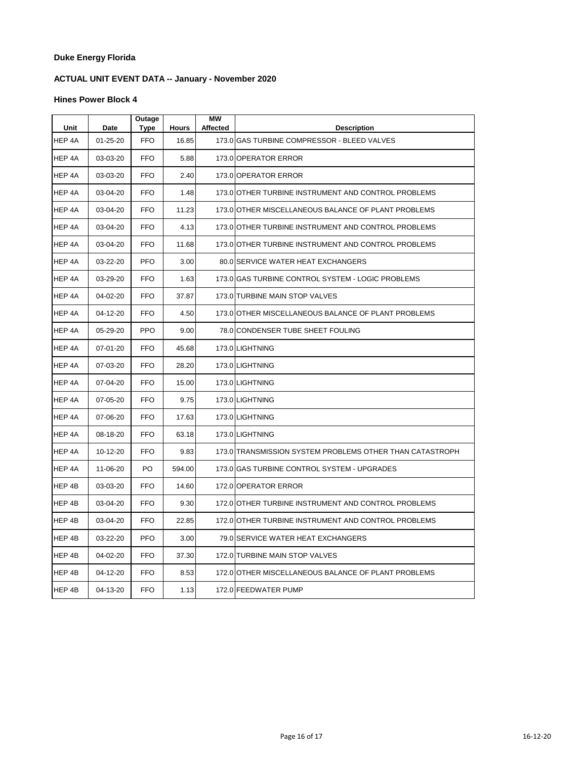**Duke Energy Florida**

**ACTUAL UNIT EVENT DATA -- January - November 2020**

**Hines Power Block 4**

| Unit | Date | Outage Type | Hours | MW Affected | Description |
|---|---|---|---|---|---|
| HEP 4A | 01-25-20 | FFO | 16.85 | 173.0 | GAS TURBINE COMPRESSOR - BLEED VALVES |
| HEP 4A | 03-03-20 | FFO | 5.88 | 173.0 | OPERATOR ERROR |
| HEP 4A | 03-03-20 | FFO | 2.40 | 173.0 | OPERATOR ERROR |
| HEP 4A | 03-04-20 | FFO | 1.48 | 173.0 | OTHER TURBINE INSTRUMENT AND CONTROL PROBLEMS |
| HEP 4A | 03-04-20 | FFO | 11.23 | 173.0 | OTHER MISCELLANEOUS BALANCE OF PLANT PROBLEMS |
| HEP 4A | 03-04-20 | FFO | 4.13 | 173.0 | OTHER TURBINE INSTRUMENT AND CONTROL PROBLEMS |
| HEP 4A | 03-04-20 | FFO | 11.68 | 173.0 | OTHER TURBINE INSTRUMENT AND CONTROL PROBLEMS |
| HEP 4A | 03-22-20 | PFO | 3.00 | 80.0 | SERVICE WATER HEAT EXCHANGERS |
| HEP 4A | 03-29-20 | FFO | 1.63 | 173.0 | GAS TURBINE CONTROL SYSTEM - LOGIC PROBLEMS |
| HEP 4A | 04-02-20 | FFO | 37.87 | 173.0 | TURBINE MAIN STOP VALVES |
| HEP 4A | 04-12-20 | FFO | 4.50 | 173.0 | OTHER MISCELLANEOUS BALANCE OF PLANT PROBLEMS |
| HEP 4A | 05-29-20 | PPO | 9.00 | 78.0 | CONDENSER TUBE SHEET FOULING |
| HEP 4A | 07-01-20 | FFO | 45.68 | 173.0 | LIGHTNING |
| HEP 4A | 07-03-20 | FFO | 28.20 | 173.0 | LIGHTNING |
| HEP 4A | 07-04-20 | FFO | 15.00 | 173.0 | LIGHTNING |
| HEP 4A | 07-05-20 | FFO | 9.75 | 173.0 | LIGHTNING |
| HEP 4A | 07-06-20 | FFO | 17.63 | 173.0 | LIGHTNING |
| HEP 4A | 08-18-20 | FFO | 63.18 | 173.0 | LIGHTNING |
| HEP 4A | 10-12-20 | FFO | 9.83 | 173.0 | TRANSMISSION SYSTEM PROBLEMS OTHER THAN CATASTROPH |
| HEP 4A | 11-06-20 | PO | 594.00 | 173.0 | GAS TURBINE CONTROL SYSTEM - UPGRADES |
| HEP 4B | 03-03-20 | FFO | 14.60 | 172.0 | OPERATOR ERROR |
| HEP 4B | 03-04-20 | FFO | 9.30 | 172.0 | OTHER TURBINE INSTRUMENT AND CONTROL PROBLEMS |
| HEP 4B | 03-04-20 | FFO | 22.85 | 172.0 | OTHER TURBINE INSTRUMENT AND CONTROL PROBLEMS |
| HEP 4B | 03-22-20 | PFO | 3.00 | 79.0 | SERVICE WATER HEAT EXCHANGERS |
| HEP 4B | 04-02-20 | FFO | 37.30 | 172.0 | TURBINE MAIN STOP VALVES |
| HEP 4B | 04-12-20 | FFO | 8.53 | 172.0 | OTHER MISCELLANEOUS BALANCE OF PLANT PROBLEMS |
| HEP 4B | 04-13-20 | FFO | 1.13 | 172.0 | FEEDWATER PUMP |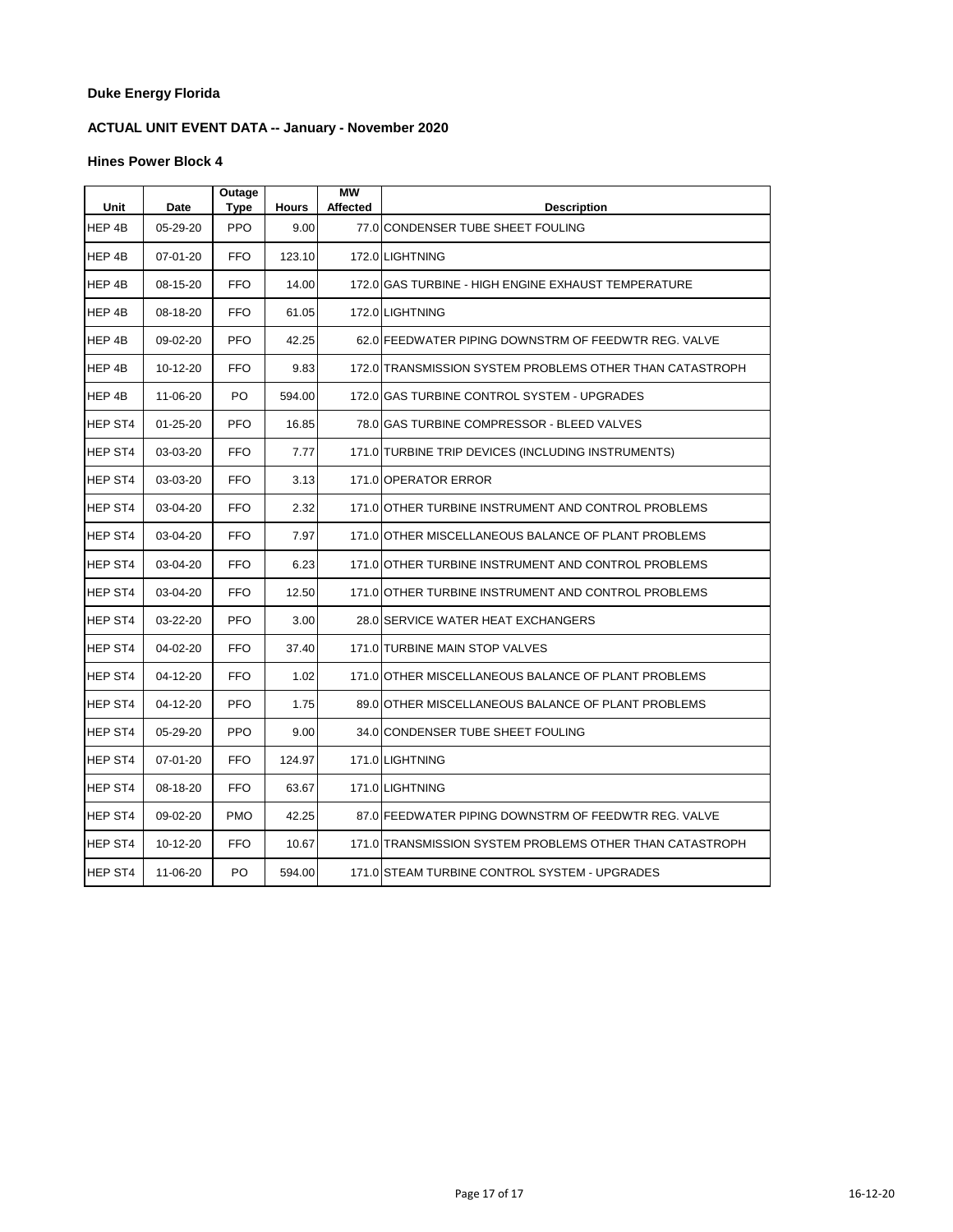**Duke Energy Florida**

**ACTUAL UNIT EVENT DATA -- January - November 2020**

**Hines Power Block 4**

| Unit | Date | Outage Type | Hours | MW Affected | Description |
|---|---|---|---|---|---|
| HEP 4B | 05-29-20 | PPO | 9.00 | 77.0 | CONDENSER TUBE SHEET FOULING |
| HEP 4B | 07-01-20 | FFO | 123.10 | 172.0 | LIGHTNING |
| HEP 4B | 08-15-20 | FFO | 14.00 | 172.0 | GAS TURBINE - HIGH ENGINE EXHAUST TEMPERATURE |
| HEP 4B | 08-18-20 | FFO | 61.05 | 172.0 | LIGHTNING |
| HEP 4B | 09-02-20 | PFO | 42.25 | 62.0 | FEEDWATER PIPING DOWNSTRM OF FEEDWTR REG. VALVE |
| HEP 4B | 10-12-20 | FFO | 9.83 | 172.0 | TRANSMISSION SYSTEM PROBLEMS OTHER THAN CATASTROPH |
| HEP 4B | 11-06-20 | PO | 594.00 | 172.0 | GAS TURBINE CONTROL SYSTEM - UPGRADES |
| HEP ST4 | 01-25-20 | PFO | 16.85 | 78.0 | GAS TURBINE COMPRESSOR - BLEED VALVES |
| HEP ST4 | 03-03-20 | FFO | 7.77 | 171.0 | TURBINE TRIP DEVICES (INCLUDING INSTRUMENTS) |
| HEP ST4 | 03-03-20 | FFO | 3.13 | 171.0 | OPERATOR ERROR |
| HEP ST4 | 03-04-20 | FFO | 2.32 | 171.0 | OTHER TURBINE INSTRUMENT AND CONTROL PROBLEMS |
| HEP ST4 | 03-04-20 | FFO | 7.97 | 171.0 | OTHER MISCELLANEOUS BALANCE OF PLANT PROBLEMS |
| HEP ST4 | 03-04-20 | FFO | 6.23 | 171.0 | OTHER TURBINE INSTRUMENT AND CONTROL PROBLEMS |
| HEP ST4 | 03-04-20 | FFO | 12.50 | 171.0 | OTHER TURBINE INSTRUMENT AND CONTROL PROBLEMS |
| HEP ST4 | 03-22-20 | PFO | 3.00 | 28.0 | SERVICE WATER HEAT EXCHANGERS |
| HEP ST4 | 04-02-20 | FFO | 37.40 | 171.0 | TURBINE MAIN STOP VALVES |
| HEP ST4 | 04-12-20 | FFO | 1.02 | 171.0 | OTHER MISCELLANEOUS BALANCE OF PLANT PROBLEMS |
| HEP ST4 | 04-12-20 | PFO | 1.75 | 89.0 | OTHER MISCELLANEOUS BALANCE OF PLANT PROBLEMS |
| HEP ST4 | 05-29-20 | PPO | 9.00 | 34.0 | CONDENSER TUBE SHEET FOULING |
| HEP ST4 | 07-01-20 | FFO | 124.97 | 171.0 | LIGHTNING |
| HEP ST4 | 08-18-20 | FFO | 63.67 | 171.0 | LIGHTNING |
| HEP ST4 | 09-02-20 | PMO | 42.25 | 87.0 | FEEDWATER PIPING DOWNSTRM OF FEEDWTR REG. VALVE |
| HEP ST4 | 10-12-20 | FFO | 10.67 | 171.0 | TRANSMISSION SYSTEM PROBLEMS OTHER THAN CATASTROPH |
| HEP ST4 | 11-06-20 | PO | 594.00 | 171.0 | STEAM TURBINE CONTROL SYSTEM - UPGRADES |